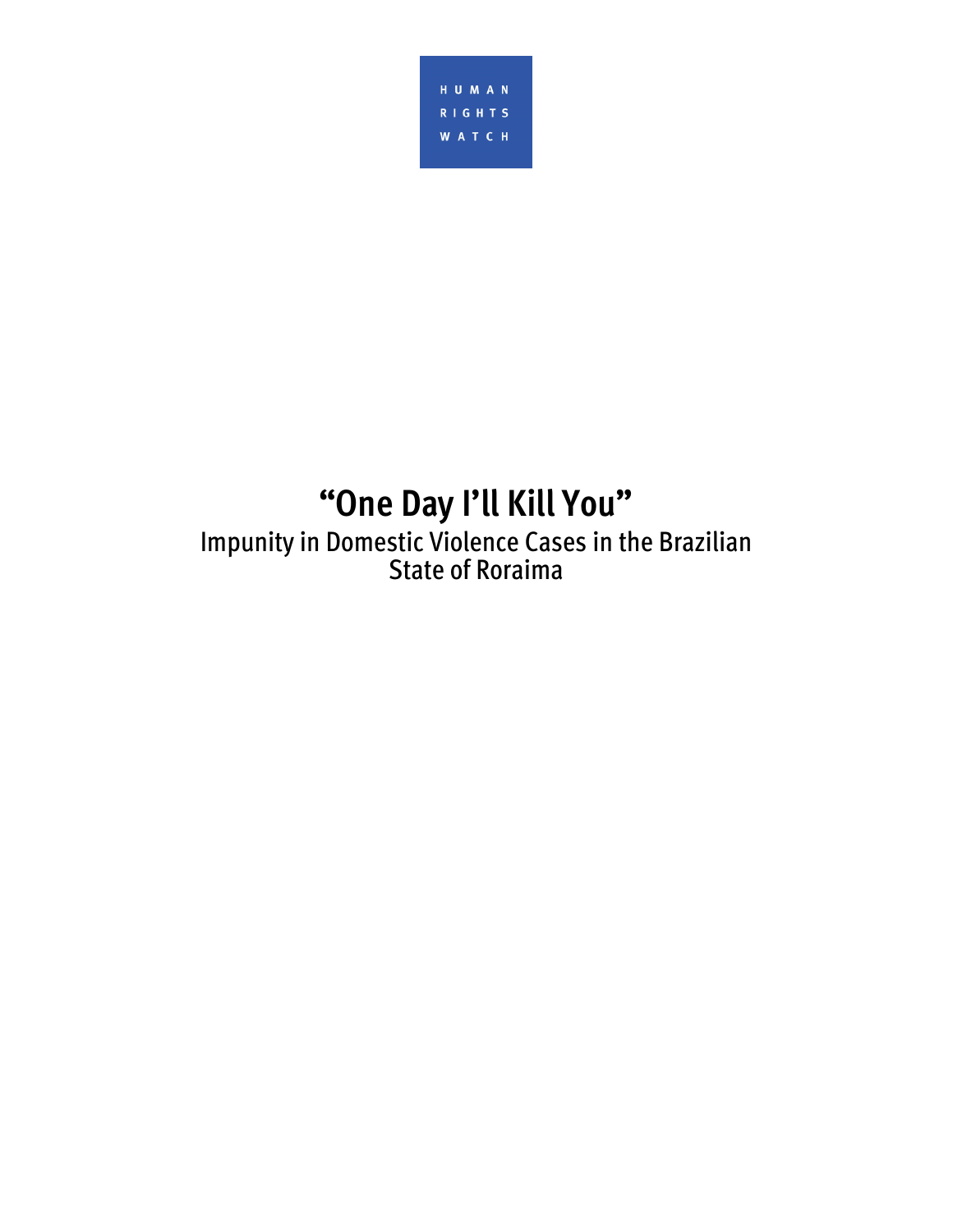HUMAN RIGHTS WATCH

# “One Day I’ll Kill You”

## Impunity in Domestic Violence Cases in the Brazilian State of Roraima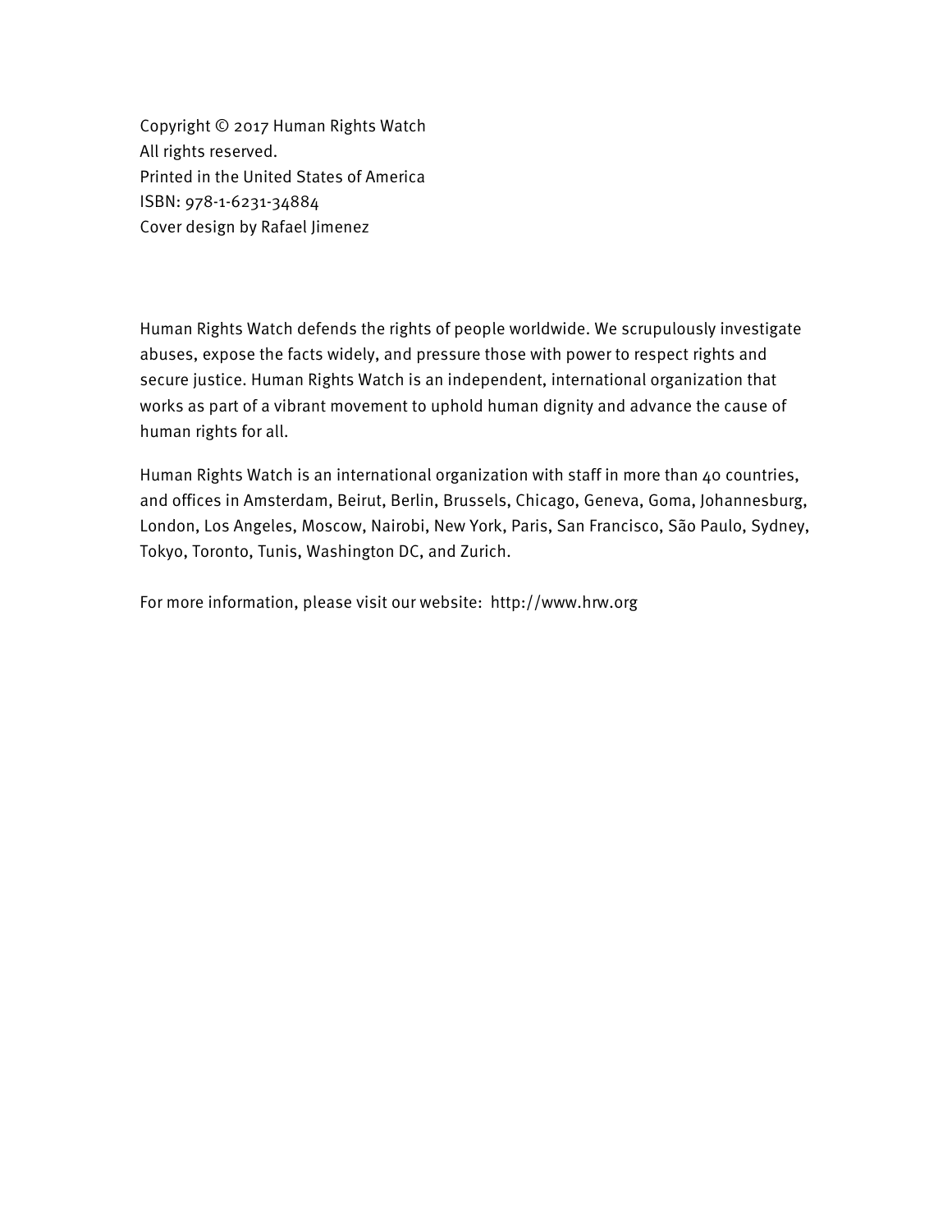Copyright © 2017 Human Rights Watch
All rights reserved.
Printed in the United States of America
ISBN: 978-1-6231-34884
Cover design by Rafael Jimenez

Human Rights Watch defends the rights of people worldwide. We scrupulously investigate abuses, expose the facts widely, and pressure those with power to respect rights and secure justice. Human Rights Watch is an independent, international organization that works as part of a vibrant movement to uphold human dignity and advance the cause of human rights for all.

Human Rights Watch is an international organization with staff in more than 40 countries, and offices in Amsterdam, Beirut, Berlin, Brussels, Chicago, Geneva, Goma, Johannesburg, London, Los Angeles, Moscow, Nairobi, New York, Paris, San Francisco, São Paulo, Sydney, Tokyo, Toronto, Tunis, Washington DC, and Zurich.

For more information, please visit our website: http://www.hrw.org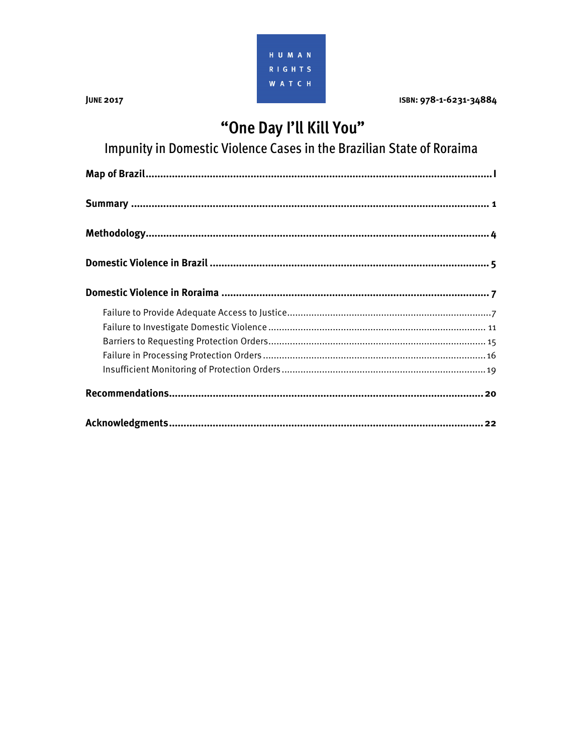HUMAN RIGHTS WATCH

JUNE 2017

ISBN: 978-1-6231-34884

# "One Day I'll Kill You"

## Impunity in Domestic Violence Cases in the Brazilian State of Roraima

**Map of Brazil** .......... I

**Summary** .......... 1

**Methodology** .......... 4

**Domestic Violence in Brazil** .......... 5

**Domestic Violence in Roraima** .......... 7

- Failure to Provide Adequate Access to Justice .......... 7
- Failure to Investigate Domestic Violence .......... 11
- Barriers to Requesting Protection Orders .......... 15
- Failure in Processing Protection Orders .......... 16
- Insufficient Monitoring of Protection Orders .......... 19

**Recommendations** .......... 20

**Acknowledgments** .......... 22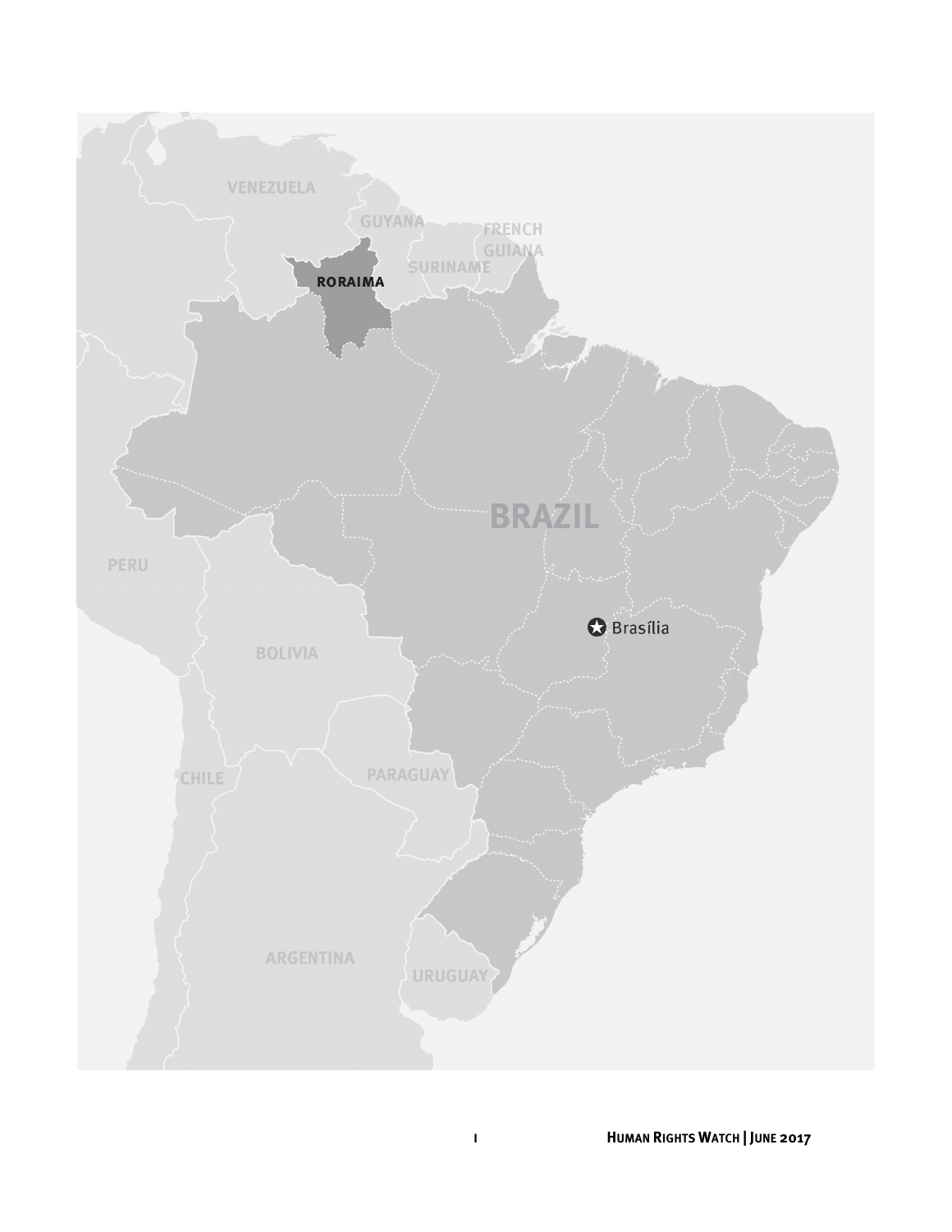VENEZUELA

GUYANA

FRENCH GUIANA

SURINAME

**RORAIMA**

BRAZIL

Brasília

PERU

BOLIVIA

CHILE

PARAGUAY

ARGENTINA

URUGUAY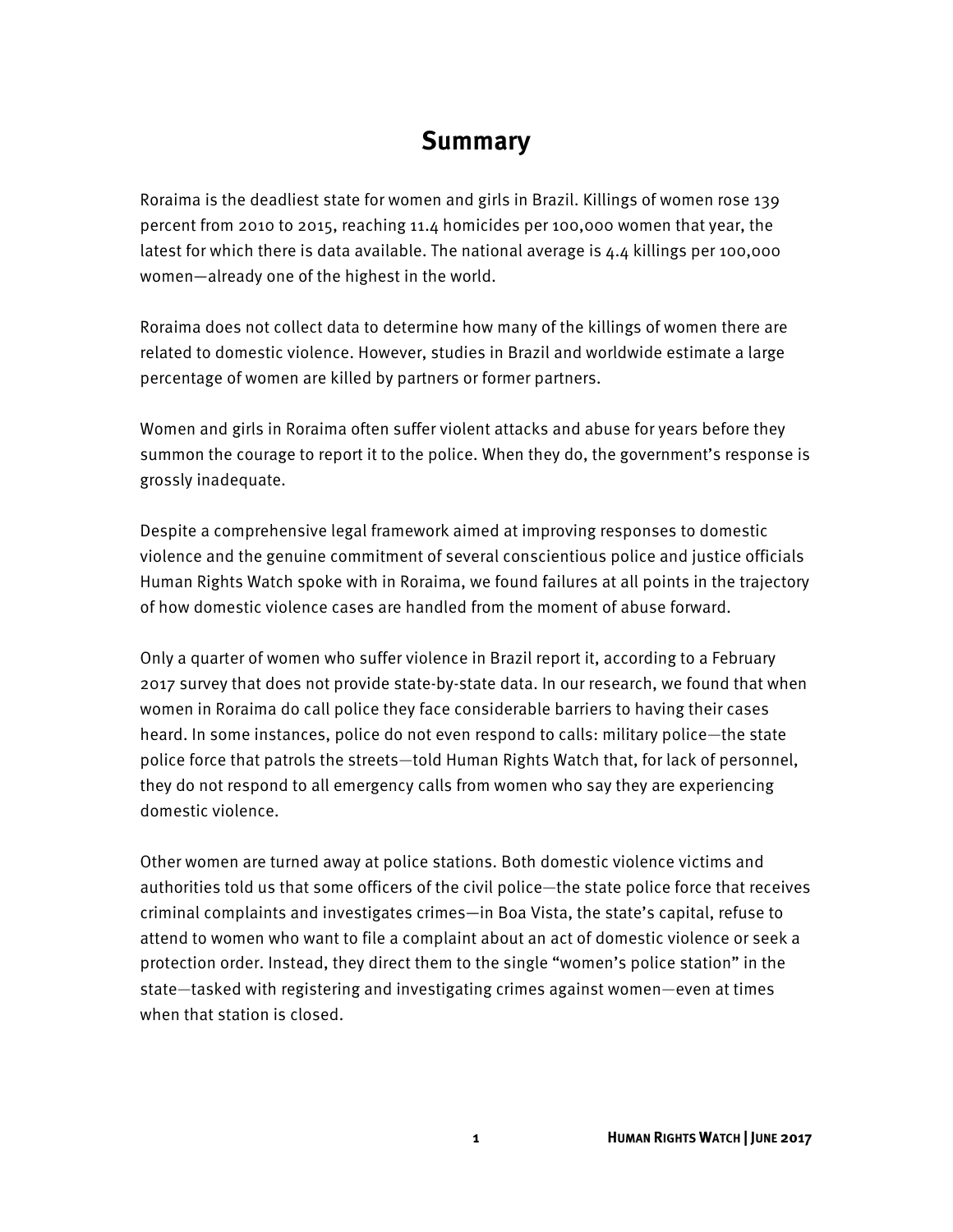# Summary

Roraima is the deadliest state for women and girls in Brazil. Killings of women rose 139 percent from 2010 to 2015, reaching 11.4 homicides per 100,000 women that year, the latest for which there is data available. The national average is 4.4 killings per 100,000 women—already one of the highest in the world.

Roraima does not collect data to determine how many of the killings of women there are related to domestic violence. However, studies in Brazil and worldwide estimate a large percentage of women are killed by partners or former partners.

Women and girls in Roraima often suffer violent attacks and abuse for years before they summon the courage to report it to the police. When they do, the government's response is grossly inadequate.

Despite a comprehensive legal framework aimed at improving responses to domestic violence and the genuine commitment of several conscientious police and justice officials Human Rights Watch spoke with in Roraima, we found failures at all points in the trajectory of how domestic violence cases are handled from the moment of abuse forward.

Only a quarter of women who suffer violence in Brazil report it, according to a February 2017 survey that does not provide state-by-state data. In our research, we found that when women in Roraima do call police they face considerable barriers to having their cases heard. In some instances, police do not even respond to calls: military police—the state police force that patrols the streets—told Human Rights Watch that, for lack of personnel, they do not respond to all emergency calls from women who say they are experiencing domestic violence.

Other women are turned away at police stations. Both domestic violence victims and authorities told us that some officers of the civil police—the state police force that receives criminal complaints and investigates crimes—in Boa Vista, the state's capital, refuse to attend to women who want to file a complaint about an act of domestic violence or seek a protection order. Instead, they direct them to the single "women's police station" in the state—tasked with registering and investigating crimes against women—even at times when that station is closed.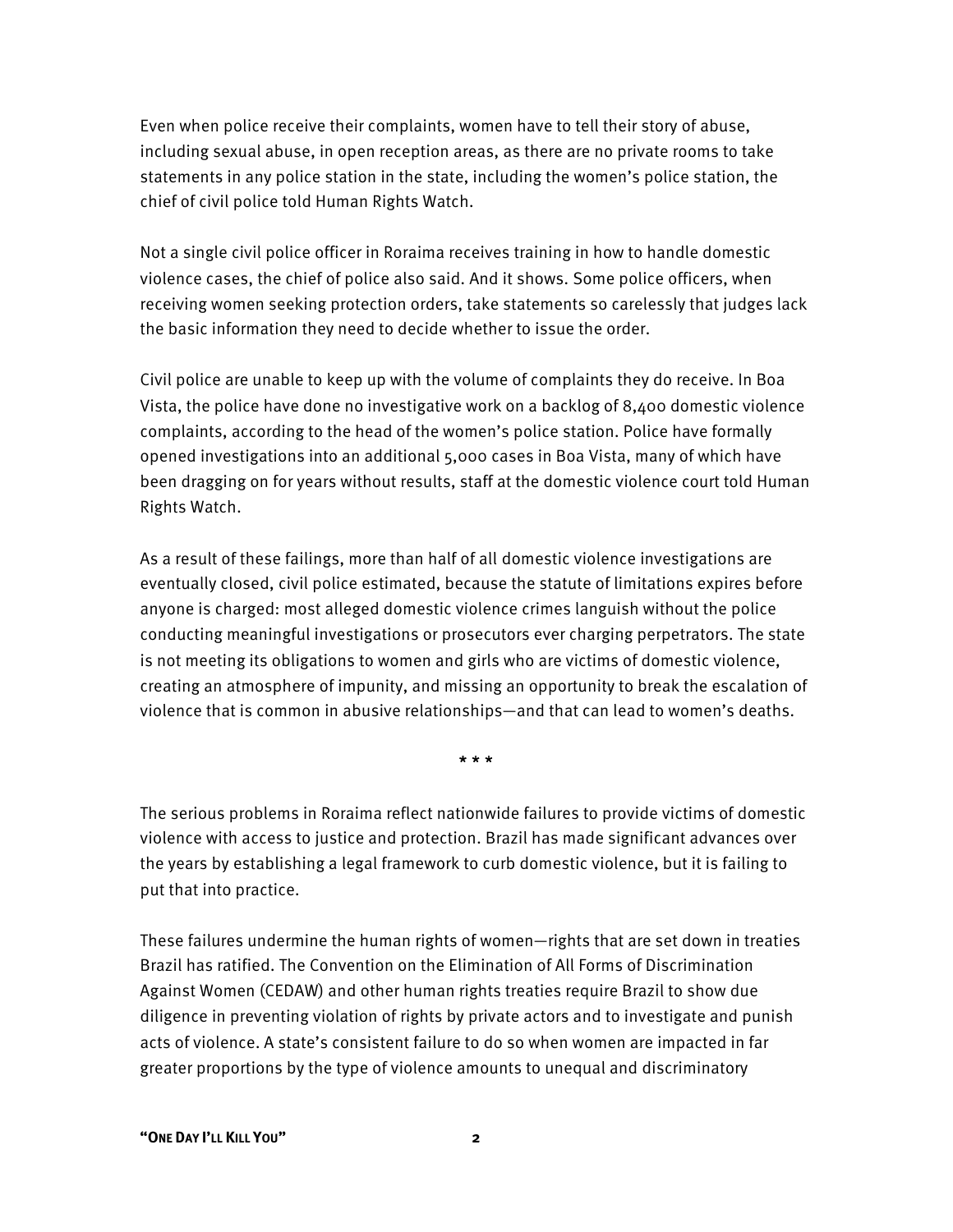Even when police receive their complaints, women have to tell their story of abuse, including sexual abuse, in open reception areas, as there are no private rooms to take statements in any police station in the state, including the women's police station, the chief of civil police told Human Rights Watch.

Not a single civil police officer in Roraima receives training in how to handle domestic violence cases, the chief of police also said. And it shows. Some police officers, when receiving women seeking protection orders, take statements so carelessly that judges lack the basic information they need to decide whether to issue the order.

Civil police are unable to keep up with the volume of complaints they do receive. In Boa Vista, the police have done no investigative work on a backlog of 8,400 domestic violence complaints, according to the head of the women's police station. Police have formally opened investigations into an additional 5,000 cases in Boa Vista, many of which have been dragging on for years without results, staff at the domestic violence court told Human Rights Watch.

As a result of these failings, more than half of all domestic violence investigations are eventually closed, civil police estimated, because the statute of limitations expires before anyone is charged: most alleged domestic violence crimes languish without the police conducting meaningful investigations or prosecutors ever charging perpetrators. The state is not meeting its obligations to women and girls who are victims of domestic violence, creating an atmosphere of impunity, and missing an opportunity to break the escalation of violence that is common in abusive relationships—and that can lead to women's deaths.

* * *

The serious problems in Roraima reflect nationwide failures to provide victims of domestic violence with access to justice and protection. Brazil has made significant advances over the years by establishing a legal framework to curb domestic violence, but it is failing to put that into practice.

These failures undermine the human rights of women—rights that are set down in treaties Brazil has ratified. The Convention on the Elimination of All Forms of Discrimination Against Women (CEDAW) and other human rights treaties require Brazil to show due diligence in preventing violation of rights by private actors and to investigate and punish acts of violence. A state's consistent failure to do so when women are impacted in far greater proportions by the type of violence amounts to unequal and discriminatory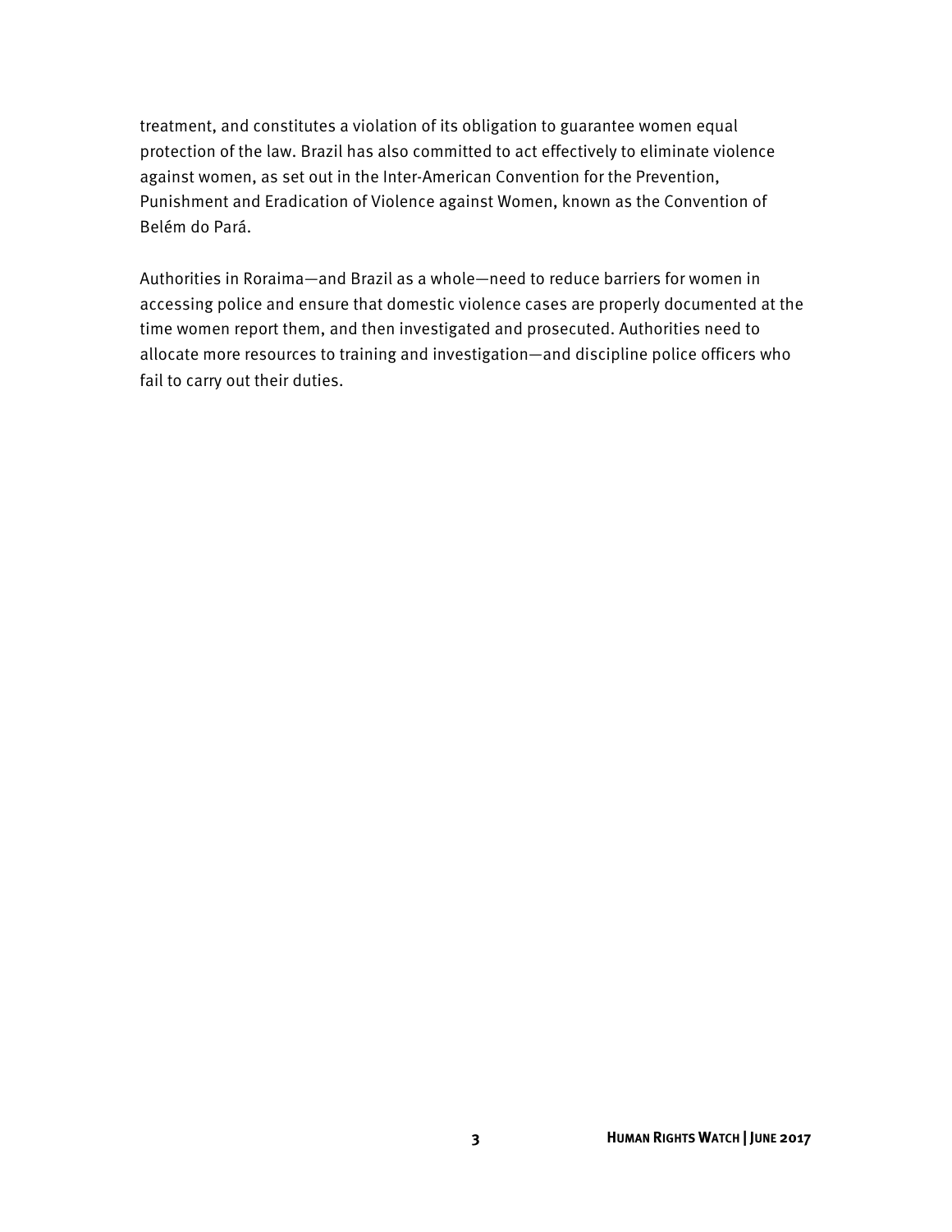treatment, and constitutes a violation of its obligation to guarantee women equal protection of the law. Brazil has also committed to act effectively to eliminate violence against women, as set out in the Inter-American Convention for the Prevention, Punishment and Eradication of Violence against Women, known as the Convention of Belém do Pará.

Authorities in Roraima—and Brazil as a whole—need to reduce barriers for women in accessing police and ensure that domestic violence cases are properly documented at the time women report them, and then investigated and prosecuted. Authorities need to allocate more resources to training and investigation—and discipline police officers who fail to carry out their duties.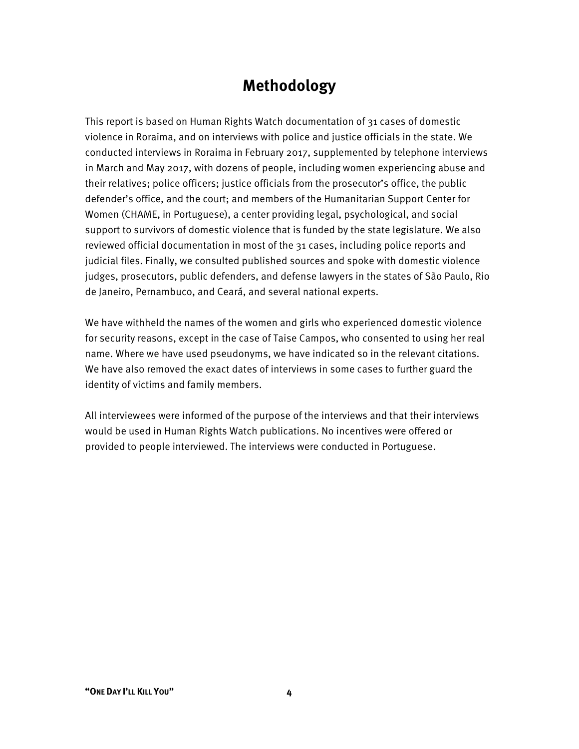# Methodology

This report is based on Human Rights Watch documentation of 31 cases of domestic violence in Roraima, and on interviews with police and justice officials in the state. We conducted interviews in Roraima in February 2017, supplemented by telephone interviews in March and May 2017, with dozens of people, including women experiencing abuse and their relatives; police officers; justice officials from the prosecutor's office, the public defender's office, and the court; and members of the Humanitarian Support Center for Women (CHAME, in Portuguese), a center providing legal, psychological, and social support to survivors of domestic violence that is funded by the state legislature. We also reviewed official documentation in most of the 31 cases, including police reports and judicial files. Finally, we consulted published sources and spoke with domestic violence judges, prosecutors, public defenders, and defense lawyers in the states of São Paulo, Rio de Janeiro, Pernambuco, and Ceará, and several national experts.

We have withheld the names of the women and girls who experienced domestic violence for security reasons, except in the case of Taise Campos, who consented to using her real name. Where we have used pseudonyms, we have indicated so in the relevant citations. We have also removed the exact dates of interviews in some cases to further guard the identity of victims and family members.

All interviewees were informed of the purpose of the interviews and that their interviews would be used in Human Rights Watch publications. No incentives were offered or provided to people interviewed. The interviews were conducted in Portuguese.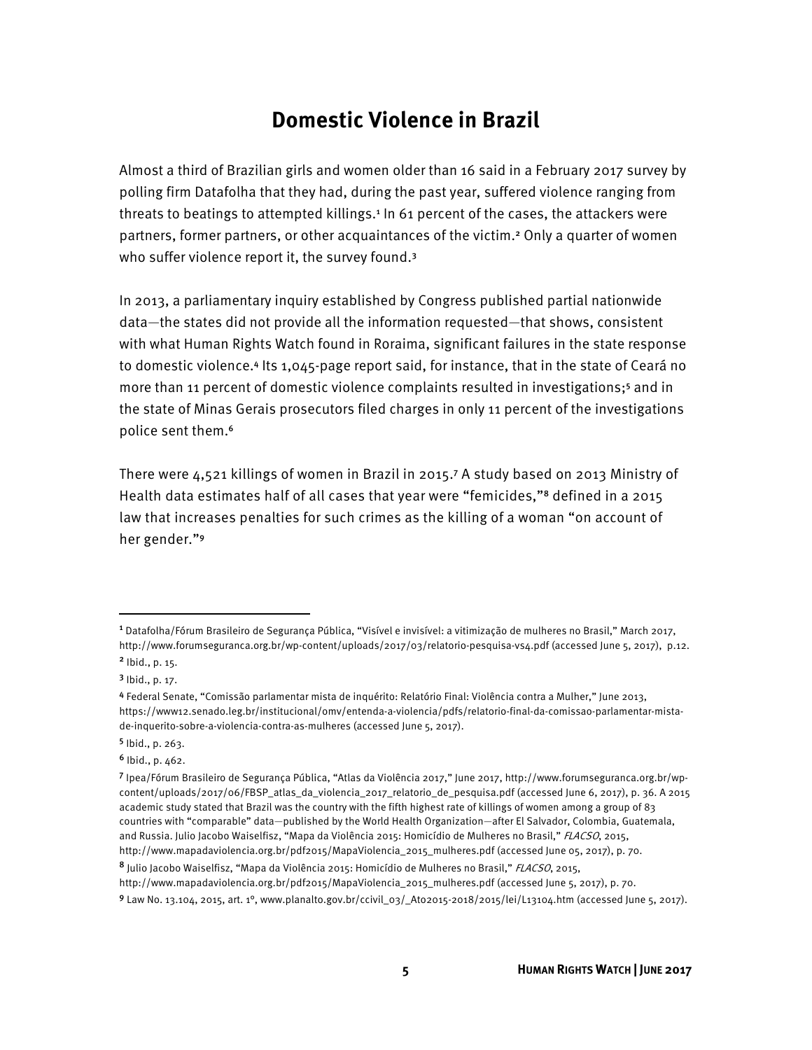## Domestic Violence in Brazil

Almost a third of Brazilian girls and women older than 16 said in a February 2017 survey by polling firm Datafolha that they had, during the past year, suffered violence ranging from threats to beatings to attempted killings.[1] In 61 percent of the cases, the attackers were partners, former partners, or other acquaintances of the victim.[2] Only a quarter of women who suffer violence report it, the survey found.[3]

In 2013, a parliamentary inquiry established by Congress published partial nationwide data—the states did not provide all the information requested—that shows, consistent with what Human Rights Watch found in Roraima, significant failures in the state response to domestic violence.[4] Its 1,045-page report said, for instance, that in the state of Ceará no more than 11 percent of domestic violence complaints resulted in investigations;[5] and in the state of Minas Gerais prosecutors filed charges in only 11 percent of the investigations police sent them.[6]

There were 4,521 killings of women in Brazil in 2015.[7] A study based on 2013 Ministry of Health data estimates half of all cases that year were "femicides,"[8] defined in a 2015 law that increases penalties for such crimes as the killing of a woman "on account of her gender."[9]

---

[1] Datafolha/Fórum Brasileiro de Segurança Pública, "Visível e invisível: a vitimização de mulheres no Brasil," March 2017, http://www.forumseguranca.org.br/wp-content/uploads/2017/03/relatorio-pesquisa-vs4.pdf (accessed June 5, 2017), p.12.

[2] Ibid., p. 15.

[3] Ibid., p. 17.

[4] Federal Senate, "Comissão parlamentar mista de inquérito: Relatório Final: Violência contra a Mulher," June 2013, https://www12.senado.leg.br/institucional/omv/entenda-a-violencia/pdfs/relatorio-final-da-comissao-parlamentar-mista-de-inquerito-sobre-a-violencia-contra-as-mulheres (accessed June 5, 2017).

[5] Ibid., p. 263.

[6] Ibid., p. 462.

[7] Ipea/Fórum Brasileiro de Segurança Pública, "Atlas da Violência 2017," June 2017, http://www.forumseguranca.org.br/wp-content/uploads/2017/06/FBSP_atlas_da_violencia_2017_relatorio_de_pesquisa.pdf (accessed June 6, 2017), p. 36. A 2015 academic study stated that Brazil was the country with the fifth highest rate of killings of women among a group of 83 countries with "comparable" data—published by the World Health Organization—after El Salvador, Colombia, Guatemala, and Russia. Julio Jacobo Waiselfisz, "Mapa da Violência 2015: Homicídio de Mulheres no Brasil," *FLACSO*, 2015, http://www.mapadaviolencia.org.br/pdf2015/MapaViolencia_2015_mulheres.pdf (accessed June 05, 2017), p. 70.

[8] Julio Jacobo Waiselfisz, "Mapa da Violência 2015: Homicídio de Mulheres no Brasil," *FLACSO*, 2015, http://www.mapadaviolencia.org.br/pdf2015/MapaViolencia_2015_mulheres.pdf (accessed June 5, 2017), p. 70.

[9] Law No. 13.104, 2015, art. 1º, www.planalto.gov.br/ccivil_03/_Ato2015-2018/2015/lei/L13104.htm (accessed June 5, 2017).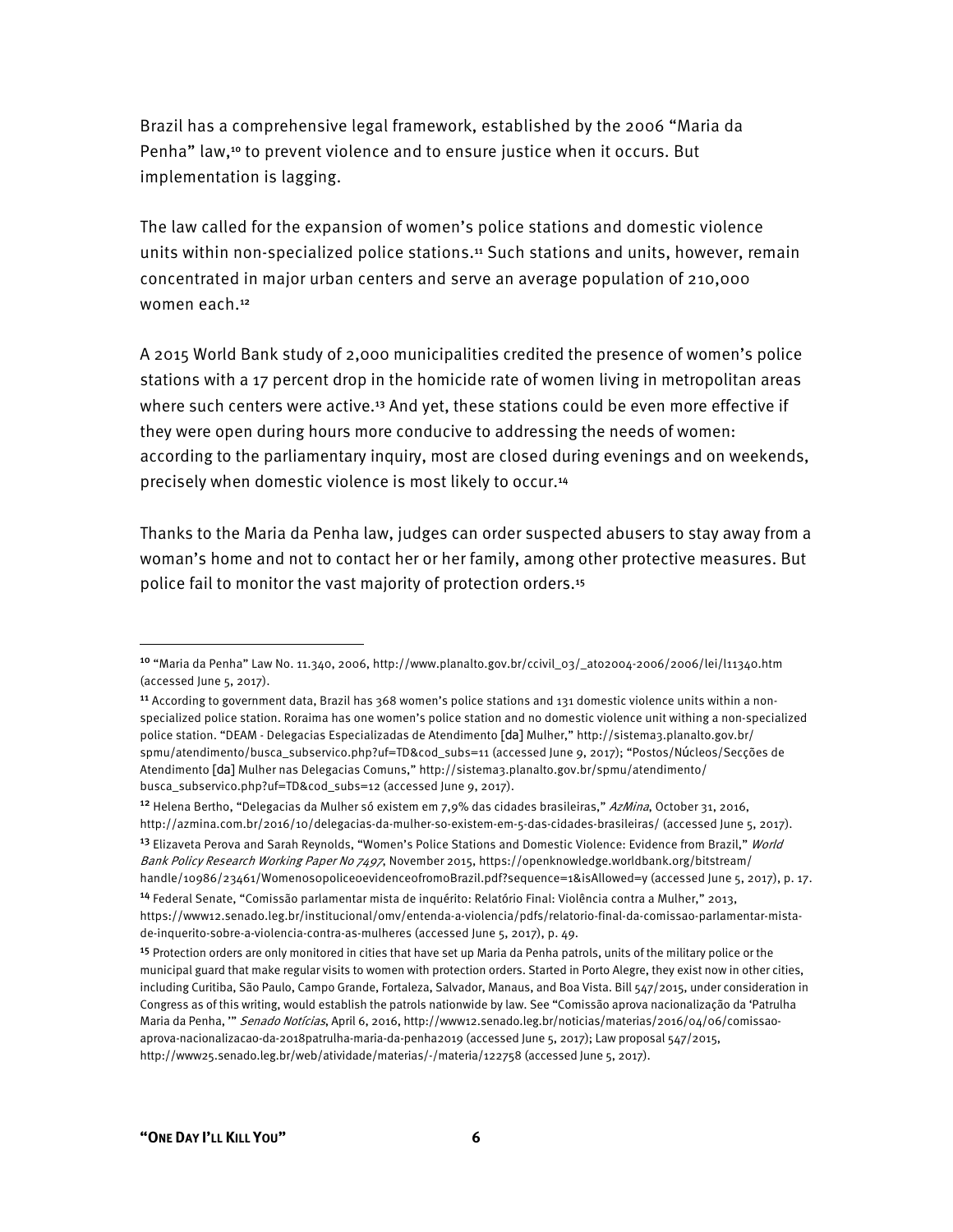Brazil has a comprehensive legal framework, established by the 2006 "Maria da Penha" law,[10] to prevent violence and to ensure justice when it occurs. But implementation is lagging.

The law called for the expansion of women's police stations and domestic violence units within non-specialized police stations.[11] Such stations and units, however, remain concentrated in major urban centers and serve an average population of 210,000 women each.[12]

A 2015 World Bank study of 2,000 municipalities credited the presence of women's police stations with a 17 percent drop in the homicide rate of women living in metropolitan areas where such centers were active.[13] And yet, these stations could be even more effective if they were open during hours more conducive to addressing the needs of women: according to the parliamentary inquiry, most are closed during evenings and on weekends, precisely when domestic violence is most likely to occur.[14]

Thanks to the Maria da Penha law, judges can order suspected abusers to stay away from a woman's home and not to contact her or her family, among other protective measures. But police fail to monitor the vast majority of protection orders.[15]

---

[10] "Maria da Penha" Law No. 11.340, 2006, http://www.planalto.gov.br/ccivil_03/_ato2004-2006/2006/lei/l11340.htm (accessed June 5, 2017).

[11] According to government data, Brazil has 368 women's police stations and 131 domestic violence units within a non-specialized police station. Roraima has one women's police station and no domestic violence unit withing a non-specialized police station. "DEAM - Delegacias Especializadas de Atendimento [da] Mulher," http://sistema3.planalto.gov.br/spmu/atendimento/busca_subservico.php?uf=TD&cod_subs=11 (accessed June 9, 2017); "Postos/Núcleos/Secções de Atendimento [da] Mulher nas Delegacias Comuns," http://sistema3.planalto.gov.br/spmu/atendimento/busca_subservico.php?uf=TD&cod_subs=12 (accessed June 9, 2017).

[12] Helena Bertho, "Delegacias da Mulher só existem em 7,9% das cidades brasileiras," *AzMina*, October 31, 2016, http://azmina.com.br/2016/10/delegacias-da-mulher-so-existem-em-5-das-cidades-brasileiras/ (accessed June 5, 2017).

[13] Elizaveta Perova and Sarah Reynolds, "Women's Police Stations and Domestic Violence: Evidence from Brazil," *World Bank Policy Research Working Paper No 7497*, November 2015, https://openknowledge.worldbank.org/bitstream/handle/10986/23461/WomenosopoliceoevidenceofromoBrazil.pdf?sequence=1&isAllowed=y (accessed June 5, 2017), p. 17.

[14] Federal Senate, "Comissão parlamentar mista de inquérito: Relatório Final: Violência contra a Mulher," 2013, https://www12.senado.leg.br/institucional/omv/entenda-a-violencia/pdfs/relatorio-final-da-comissao-parlamentar-mista-de-inquerito-sobre-a-violencia-contra-as-mulheres (accessed June 5, 2017), p. 49.

[15] Protection orders are only monitored in cities that have set up Maria da Penha patrols, units of the military police or the municipal guard that make regular visits to women with protection orders. Started in Porto Alegre, they exist now in other cities, including Curitiba, São Paulo, Campo Grande, Fortaleza, Salvador, Manaus, and Boa Vista. Bill 547/2015, under consideration in Congress as of this writing, would establish the patrols nationwide by law. See "Comissão aprova nacionalização da 'Patrulha Maria da Penha,'" *Senado Notícias*, April 6, 2016, http://www12.senado.leg.br/noticias/materias/2016/04/06/comissao-aprova-nacionalizacao-da-2018patrulha-maria-da-penha2019 (accessed June 5, 2017); Law proposal 547/2015, http://www25.senado.leg.br/web/atividade/materias/-/materia/122758 (accessed June 5, 2017).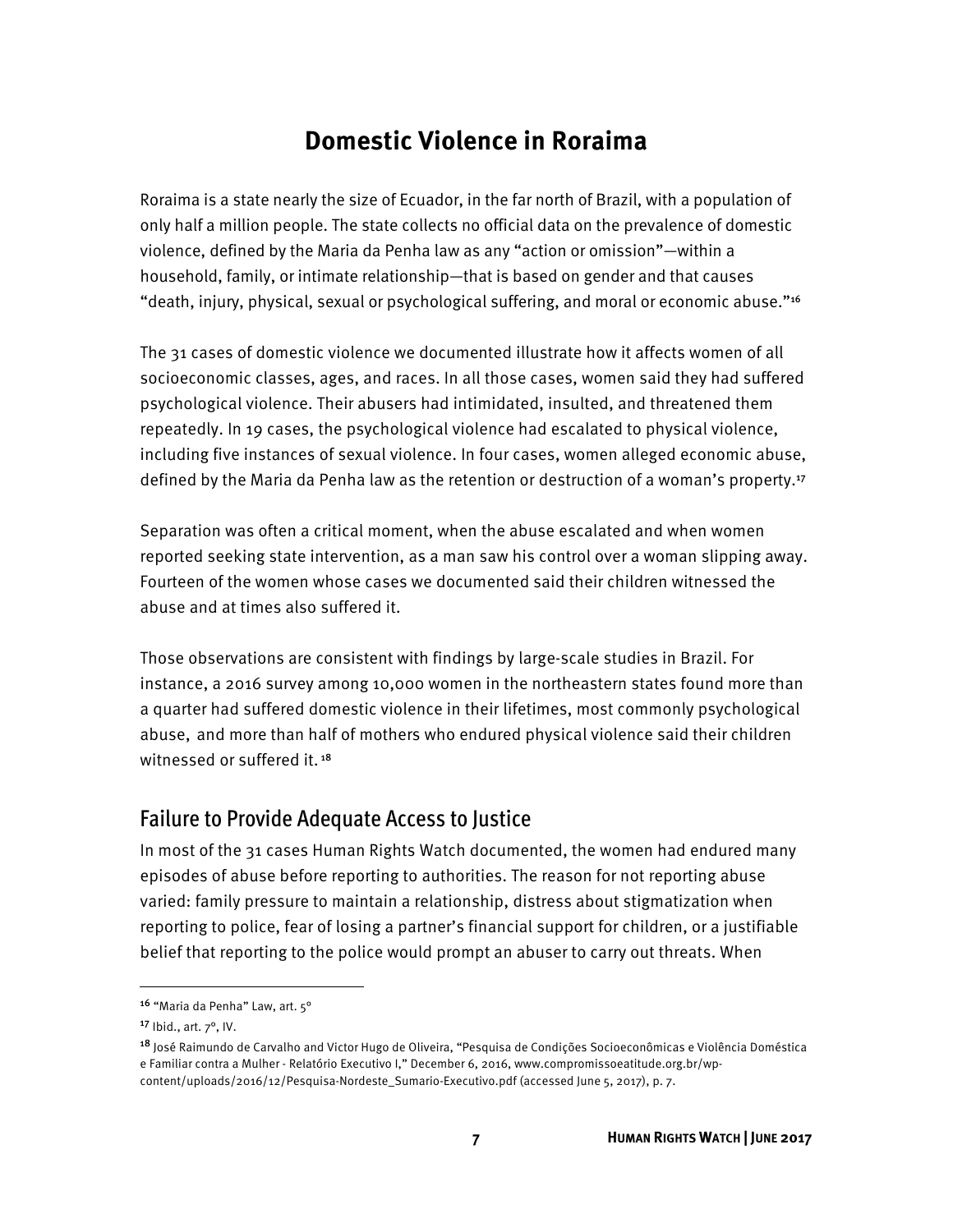# Domestic Violence in Roraima

Roraima is a state nearly the size of Ecuador, in the far north of Brazil, with a population of only half a million people. The state collects no official data on the prevalence of domestic violence, defined by the Maria da Penha law as any "action or omission"—within a household, family, or intimate relationship—that is based on gender and that causes "death, injury, physical, sexual or psychological suffering, and moral or economic abuse."[16]

The 31 cases of domestic violence we documented illustrate how it affects women of all socioeconomic classes, ages, and races. In all those cases, women said they had suffered psychological violence. Their abusers had intimidated, insulted, and threatened them repeatedly. In 19 cases, the psychological violence had escalated to physical violence, including five instances of sexual violence. In four cases, women alleged economic abuse, defined by the Maria da Penha law as the retention or destruction of a woman's property.[17]

Separation was often a critical moment, when the abuse escalated and when women reported seeking state intervention, as a man saw his control over a woman slipping away. Fourteen of the women whose cases we documented said their children witnessed the abuse and at times also suffered it.

Those observations are consistent with findings by large-scale studies in Brazil. For instance, a 2016 survey among 10,000 women in the northeastern states found more than a quarter had suffered domestic violence in their lifetimes, most commonly psychological abuse, and more than half of mothers who endured physical violence said their children witnessed or suffered it.[18]

## Failure to Provide Adequate Access to Justice

In most of the 31 cases Human Rights Watch documented, the women had endured many episodes of abuse before reporting to authorities. The reason for not reporting abuse varied: family pressure to maintain a relationship, distress about stigmatization when reporting to police, fear of losing a partner's financial support for children, or a justifiable belief that reporting to the police would prompt an abuser to carry out threats. When

---

[16] "Maria da Penha" Law, art. 5º

[17] Ibid., art. 7º, IV.

[18] José Raimundo de Carvalho and Victor Hugo de Oliveira, "Pesquisa de Condições Socioeconômicas e Violência Doméstica e Familiar contra a Mulher - Relatório Executivo I," December 6, 2016, www.compromissoeatitude.org.br/wp-content/uploads/2016/12/Pesquisa-Nordeste_Sumario-Executivo.pdf (accessed June 5, 2017), p. 7.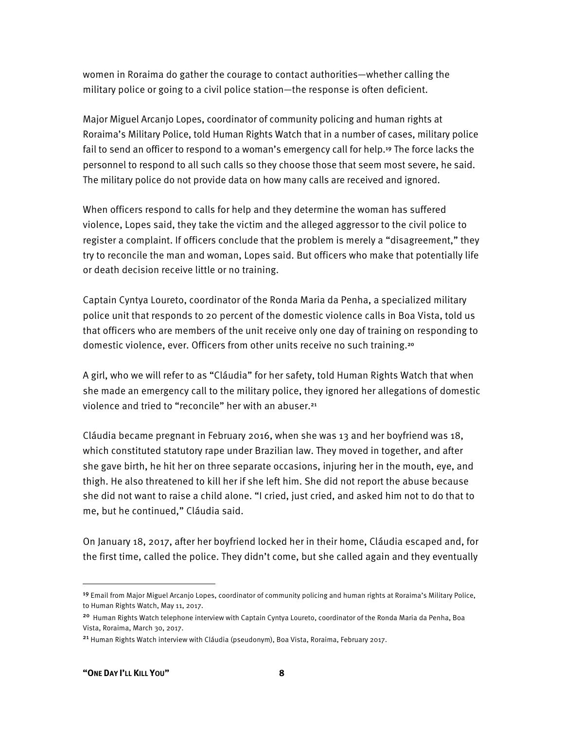women in Roraima do gather the courage to contact authorities—whether calling the military police or going to a civil police station—the response is often deficient.

Major Miguel Arcanjo Lopes, coordinator of community policing and human rights at Roraima's Military Police, told Human Rights Watch that in a number of cases, military police fail to send an officer to respond to a woman's emergency call for help.[19] The force lacks the personnel to respond to all such calls so they choose those that seem most severe, he said. The military police do not provide data on how many calls are received and ignored.

When officers respond to calls for help and they determine the woman has suffered violence, Lopes said, they take the victim and the alleged aggressor to the civil police to register a complaint. If officers conclude that the problem is merely a "disagreement," they try to reconcile the man and woman, Lopes said. But officers who make that potentially life or death decision receive little or no training.

Captain Cyntya Loureto, coordinator of the Ronda Maria da Penha, a specialized military police unit that responds to 20 percent of the domestic violence calls in Boa Vista, told us that officers who are members of the unit receive only one day of training on responding to domestic violence, ever. Officers from other units receive no such training.[20]

A girl, who we will refer to as "Cláudia" for her safety, told Human Rights Watch that when she made an emergency call to the military police, they ignored her allegations of domestic violence and tried to "reconcile" her with an abuser.[21]

Cláudia became pregnant in February 2016, when she was 13 and her boyfriend was 18, which constituted statutory rape under Brazilian law. They moved in together, and after she gave birth, he hit her on three separate occasions, injuring her in the mouth, eye, and thigh. He also threatened to kill her if she left him. She did not report the abuse because she did not want to raise a child alone. "I cried, just cried, and asked him not to do that to me, but he continued," Cláudia said.

On January 18, 2017, after her boyfriend locked her in their home, Cláudia escaped and, for the first time, called the police. They didn't come, but she called again and they eventually

---

[19] Email from Major Miguel Arcanjo Lopes, coordinator of community policing and human rights at Roraima's Military Police, to Human Rights Watch, May 11, 2017.

[20] Human Rights Watch telephone interview with Captain Cyntya Loureto, coordinator of the Ronda Maria da Penha, Boa Vista, Roraima, March 30, 2017.

[21] Human Rights Watch interview with Cláudia (pseudonym), Boa Vista, Roraima, February 2017.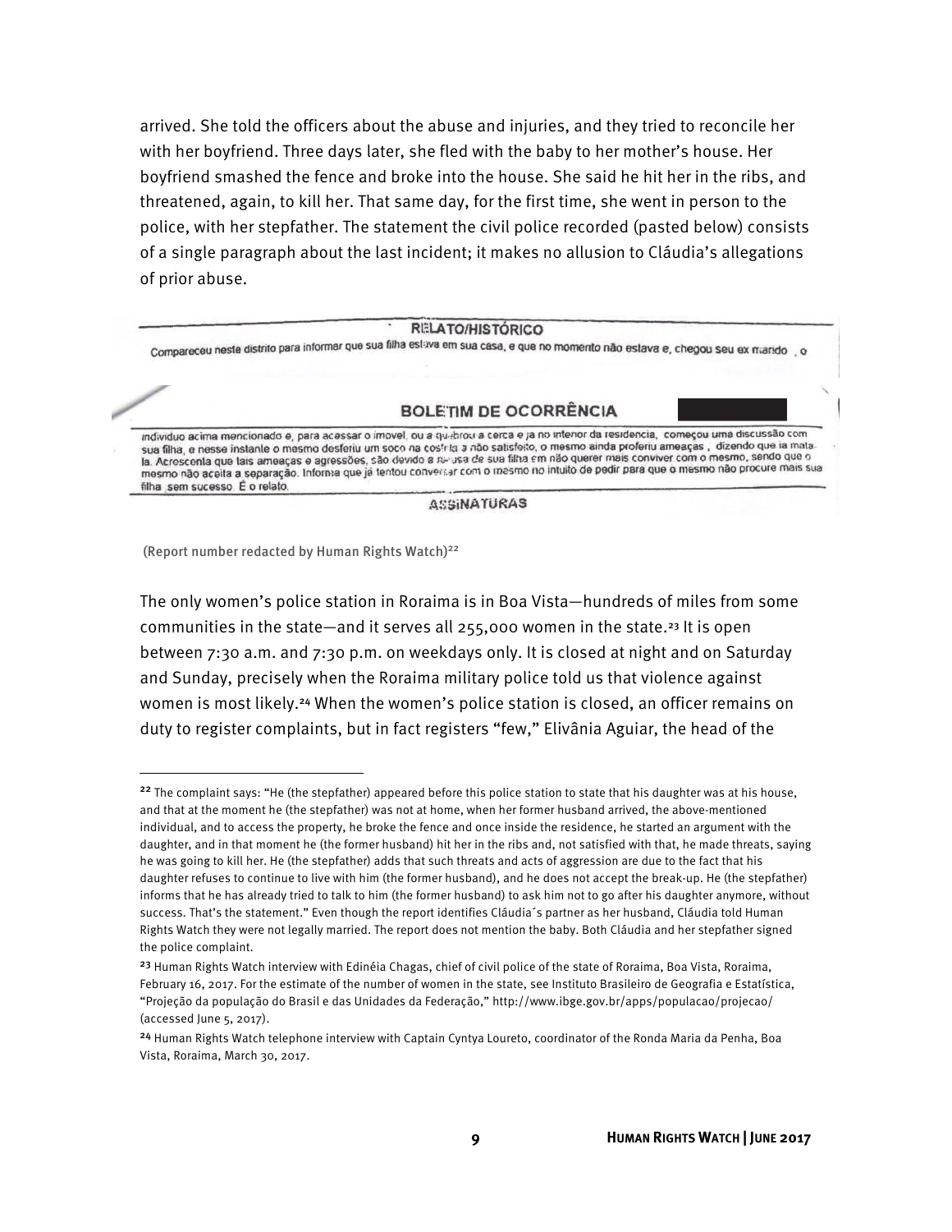arrived. She told the officers about the abuse and injuries, and they tried to reconcile her with her boyfriend. Three days later, she fled with the baby to her mother's house. Her boyfriend smashed the fence and broke into the house. She said he hit her in the ribs, and threatened, again, to kill her. That same day, for the first time, she went in person to the police, with her stepfather. The statement the civil police recorded (pasted below) consists of a single paragraph about the last incident; it makes no allusion to Cláudia's allegations of prior abuse.

**RELATO/HISTÓRICO**

Compareceu neste distrito para informar que sua filha estava em sua casa, e que no momento não estava e, chegou seu ex marido , o

**BOLETIM DE OCORRÊNCIA**

indivíduo acima mencionado e, para acessar o imóvel, ou a quebrou a cerca e já no interior da residencia, começou uma discussão com sua filha, e nesse instante o mesmo desferiu um soco na costela a não satisfeito, o mesmo ainda proferiu ameaças , dizendo que ia mata-la. Acrescenta que tais ameaças e agressões, são devido a recusa de sua filha em não querer mais conviver com o mesmo, sendo que o mesmo não aceita a separação. Informa que já tentou conversar com o mesmo no intuito de pedir para que o mesmo não procure mais sua filha sem sucesso. É o relato.

**ASSINATURAS**

(Report number redacted by Human Rights Watch)[22]

The only women's police station in Roraima is in Boa Vista—hundreds of miles from some communities in the state—and it serves all 255,000 women in the state.[23] It is open between 7:30 a.m. and 7:30 p.m. on weekdays only. It is closed at night and on Saturday and Sunday, precisely when the Roraima military police told us that violence against women is most likely.[24] When the women's police station is closed, an officer remains on duty to register complaints, but in fact registers "few," Elivânia Aguiar, the head of the

---

[22] The complaint says: "He (the stepfather) appeared before this police station to state that his daughter was at his house, and that at the moment he (the stepfather) was not at home, when her former husband arrived, the above-mentioned individual, and to access the property, he broke the fence and once inside the residence, he started an argument with the daughter, and in that moment he (the former husband) hit her in the ribs and, not satisfied with that, he made threats, saying he was going to kill her. He (the stepfather) adds that such threats and acts of aggression are due to the fact that his daughter refuses to continue to live with him (the former husband), and he does not accept the break-up. He (the stepfather) informs that he has already tried to talk to him (the former husband) to ask him not to go after his daughter anymore, without success. That's the statement." Even though the report identifies Cláudia´s partner as her husband, Cláudia told Human Rights Watch they were not legally married. The report does not mention the baby. Both Cláudia and her stepfather signed the police complaint.

[23] Human Rights Watch interview with Edinéia Chagas, chief of civil police of the state of Roraima, Boa Vista, Roraima, February 16, 2017. For the estimate of the number of women in the state, see Instituto Brasileiro de Geografia e Estatística, "Projeção da população do Brasil e das Unidades da Federação," http://www.ibge.gov.br/apps/populacao/projecao/ (accessed June 5, 2017).

[24] Human Rights Watch telephone interview with Captain Cyntya Loureto, coordinator of the Ronda Maria da Penha, Boa Vista, Roraima, March 30, 2017.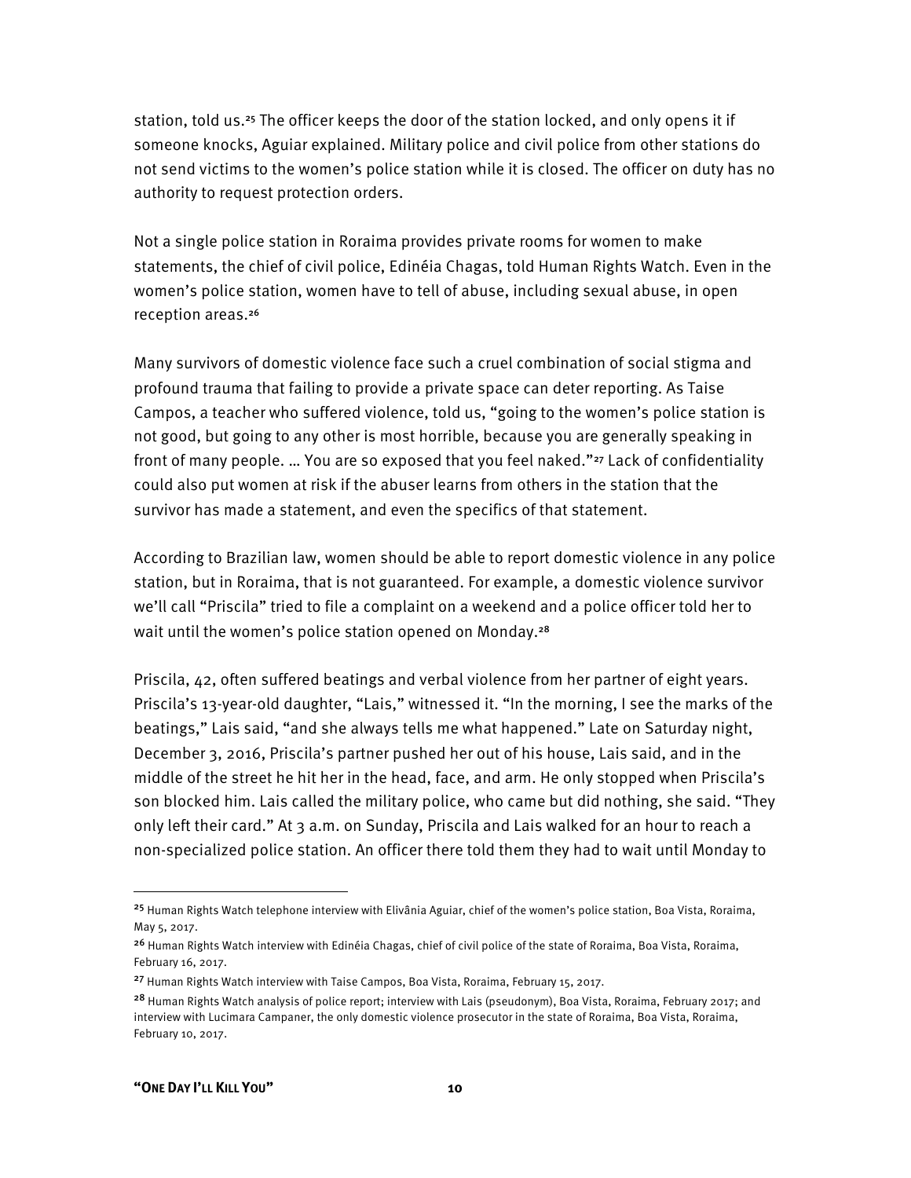station, told us.[25] The officer keeps the door of the station locked, and only opens it if someone knocks, Aguiar explained. Military police and civil police from other stations do not send victims to the women's police station while it is closed. The officer on duty has no authority to request protection orders.

Not a single police station in Roraima provides private rooms for women to make statements, the chief of civil police, Edinéia Chagas, told Human Rights Watch. Even in the women's police station, women have to tell of abuse, including sexual abuse, in open reception areas.[26]

Many survivors of domestic violence face such a cruel combination of social stigma and profound trauma that failing to provide a private space can deter reporting. As Taise Campos, a teacher who suffered violence, told us, "going to the women's police station is not good, but going to any other is most horrible, because you are generally speaking in front of many people. … You are so exposed that you feel naked."[27] Lack of confidentiality could also put women at risk if the abuser learns from others in the station that the survivor has made a statement, and even the specifics of that statement.

According to Brazilian law, women should be able to report domestic violence in any police station, but in Roraima, that is not guaranteed. For example, a domestic violence survivor we'll call "Priscila" tried to file a complaint on a weekend and a police officer told her to wait until the women's police station opened on Monday.[28]

Priscila, 42, often suffered beatings and verbal violence from her partner of eight years. Priscila's 13-year-old daughter, "Lais," witnessed it. "In the morning, I see the marks of the beatings," Lais said, "and she always tells me what happened." Late on Saturday night, December 3, 2016, Priscila's partner pushed her out of his house, Lais said, and in the middle of the street he hit her in the head, face, and arm. He only stopped when Priscila's son blocked him. Lais called the military police, who came but did nothing, she said. "They only left their card." At 3 a.m. on Sunday, Priscila and Lais walked for an hour to reach a non-specialized police station. An officer there told them they had to wait until Monday to

---

[25] Human Rights Watch telephone interview with Elivânia Aguiar, chief of the women's police station, Boa Vista, Roraima, May 5, 2017.

[26] Human Rights Watch interview with Edinéia Chagas, chief of civil police of the state of Roraima, Boa Vista, Roraima, February 16, 2017.

[27] Human Rights Watch interview with Taise Campos, Boa Vista, Roraima, February 15, 2017.

[28] Human Rights Watch analysis of police report; interview with Lais (pseudonym), Boa Vista, Roraima, February 2017; and interview with Lucimara Campaner, the only domestic violence prosecutor in the state of Roraima, Boa Vista, Roraima, February 10, 2017.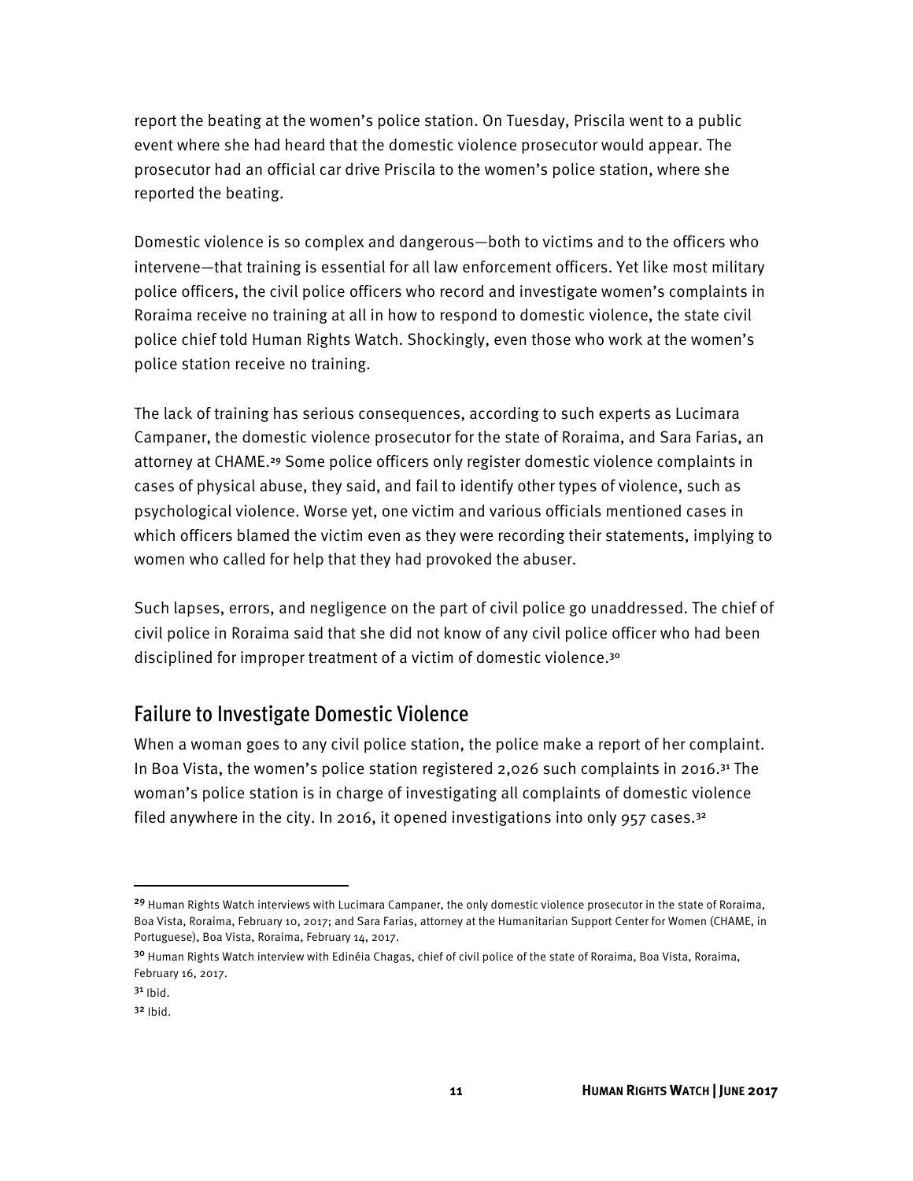report the beating at the women's police station. On Tuesday, Priscila went to a public event where she had heard that the domestic violence prosecutor would appear. The prosecutor had an official car drive Priscila to the women's police station, where she reported the beating.

Domestic violence is so complex and dangerous—both to victims and to the officers who intervene—that training is essential for all law enforcement officers. Yet like most military police officers, the civil police officers who record and investigate women's complaints in Roraima receive no training at all in how to respond to domestic violence, the state civil police chief told Human Rights Watch. Shockingly, even those who work at the women's police station receive no training.

The lack of training has serious consequences, according to such experts as Lucimara Campaner, the domestic violence prosecutor for the state of Roraima, and Sara Farias, an attorney at CHAME.[29] Some police officers only register domestic violence complaints in cases of physical abuse, they said, and fail to identify other types of violence, such as psychological violence. Worse yet, one victim and various officials mentioned cases in which officers blamed the victim even as they were recording their statements, implying to women who called for help that they had provoked the abuser.

Such lapses, errors, and negligence on the part of civil police go unaddressed. The chief of civil police in Roraima said that she did not know of any civil police officer who had been disciplined for improper treatment of a victim of domestic violence.[30]

## Failure to Investigate Domestic Violence

When a woman goes to any civil police station, the police make a report of her complaint. In Boa Vista, the women's police station registered 2,026 such complaints in 2016.[31] The woman's police station is in charge of investigating all complaints of domestic violence filed anywhere in the city. In 2016, it opened investigations into only 957 cases.[32]

---

[29] Human Rights Watch interviews with Lucimara Campaner, the only domestic violence prosecutor in the state of Roraima, Boa Vista, Roraima, February 10, 2017; and Sara Farias, attorney at the Humanitarian Support Center for Women (CHAME, in Portuguese), Boa Vista, Roraima, February 14, 2017.

[30] Human Rights Watch interview with Edinéia Chagas, chief of civil police of the state of Roraima, Boa Vista, Roraima, February 16, 2017.

[31] Ibid.

[32] Ibid.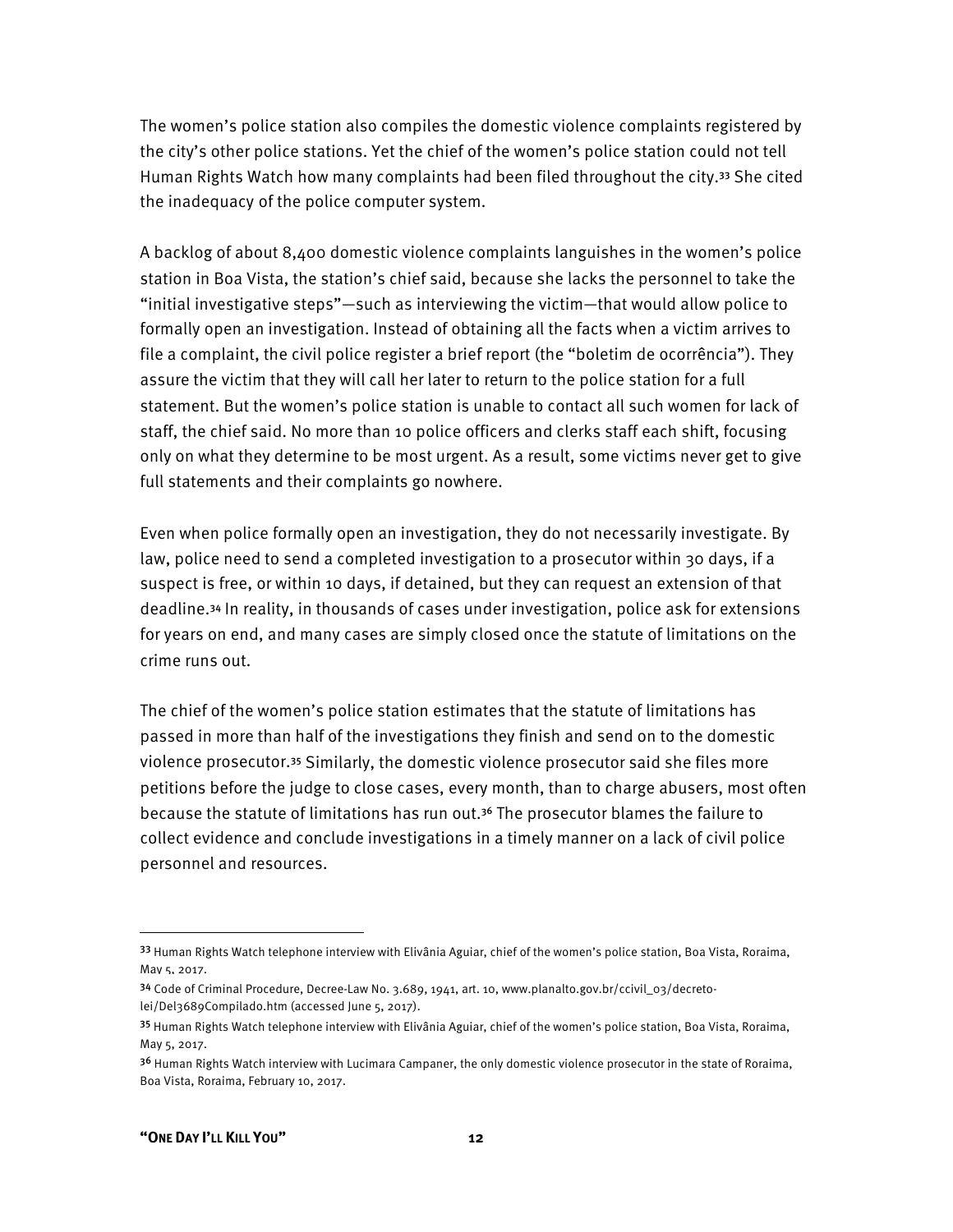The women's police station also compiles the domestic violence complaints registered by the city's other police stations. Yet the chief of the women's police station could not tell Human Rights Watch how many complaints had been filed throughout the city.[33] She cited the inadequacy of the police computer system.

A backlog of about 8,400 domestic violence complaints languishes in the women's police station in Boa Vista, the station's chief said, because she lacks the personnel to take the "initial investigative steps"—such as interviewing the victim—that would allow police to formally open an investigation. Instead of obtaining all the facts when a victim arrives to file a complaint, the civil police register a brief report (the "boletim de ocorrência"). They assure the victim that they will call her later to return to the police station for a full statement. But the women's police station is unable to contact all such women for lack of staff, the chief said. No more than 10 police officers and clerks staff each shift, focusing only on what they determine to be most urgent. As a result, some victims never get to give full statements and their complaints go nowhere.

Even when police formally open an investigation, they do not necessarily investigate. By law, police need to send a completed investigation to a prosecutor within 30 days, if a suspect is free, or within 10 days, if detained, but they can request an extension of that deadline.[34] In reality, in thousands of cases under investigation, police ask for extensions for years on end, and many cases are simply closed once the statute of limitations on the crime runs out.

The chief of the women's police station estimates that the statute of limitations has passed in more than half of the investigations they finish and send on to the domestic violence prosecutor.[35] Similarly, the domestic violence prosecutor said she files more petitions before the judge to close cases, every month, than to charge abusers, most often because the statute of limitations has run out.[36] The prosecutor blames the failure to collect evidence and conclude investigations in a timely manner on a lack of civil police personnel and resources.

---

[33] Human Rights Watch telephone interview with Elivânia Aguiar, chief of the women's police station, Boa Vista, Roraima, May 5, 2017.

[34] Code of Criminal Procedure, Decree-Law No. 3.689, 1941, art. 10, www.planalto.gov.br/ccivil_03/decreto-lei/Del3689Compilado.htm (accessed June 5, 2017).

[35] Human Rights Watch telephone interview with Elivânia Aguiar, chief of the women's police station, Boa Vista, Roraima, May 5, 2017.

[36] Human Rights Watch interview with Lucimara Campaner, the only domestic violence prosecutor in the state of Roraima, Boa Vista, Roraima, February 10, 2017.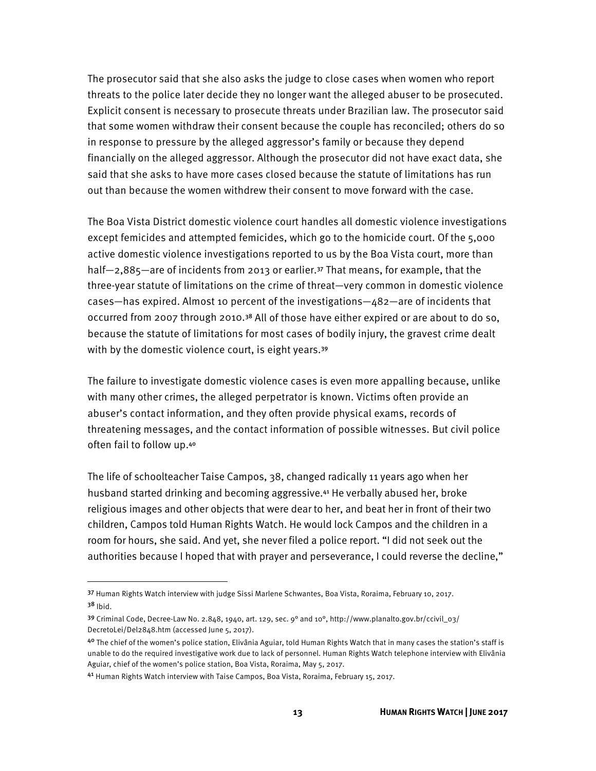The prosecutor said that she also asks the judge to close cases when women who report threats to the police later decide they no longer want the alleged abuser to be prosecuted. Explicit consent is necessary to prosecute threats under Brazilian law. The prosecutor said that some women withdraw their consent because the couple has reconciled; others do so in response to pressure by the alleged aggressor's family or because they depend financially on the alleged aggressor. Although the prosecutor did not have exact data, she said that she asks to have more cases closed because the statute of limitations has run out than because the women withdrew their consent to move forward with the case.

The Boa Vista District domestic violence court handles all domestic violence investigations except femicides and attempted femicides, which go to the homicide court. Of the 5,000 active domestic violence investigations reported to us by the Boa Vista court, more than half—2,885—are of incidents from 2013 or earlier.[37] That means, for example, that the three-year statute of limitations on the crime of threat—very common in domestic violence cases—has expired. Almost 10 percent of the investigations—482—are of incidents that occurred from 2007 through 2010.[38] All of those have either expired or are about to do so, because the statute of limitations for most cases of bodily injury, the gravest crime dealt with by the domestic violence court, is eight years.[39]

The failure to investigate domestic violence cases is even more appalling because, unlike with many other crimes, the alleged perpetrator is known. Victims often provide an abuser's contact information, and they often provide physical exams, records of threatening messages, and the contact information of possible witnesses. But civil police often fail to follow up.[40]

The life of schoolteacher Taise Campos, 38, changed radically 11 years ago when her husband started drinking and becoming aggressive.[41] He verbally abused her, broke religious images and other objects that were dear to her, and beat her in front of their two children, Campos told Human Rights Watch. He would lock Campos and the children in a room for hours, she said. And yet, she never filed a police report. "I did not seek out the authorities because I hoped that with prayer and perseverance, I could reverse the decline,"

---

[37] Human Rights Watch interview with judge Sissi Marlene Schwantes, Boa Vista, Roraima, February 10, 2017.

[38] Ibid.

[39] Criminal Code, Decree-Law No. 2.848, 1940, art. 129, sec. 9° and 10°, http://www.planalto.gov.br/ccivil_03/DecretoLei/Del2848.htm (accessed June 5, 2017).

[40] The chief of the women's police station, Elivânia Aguiar, told Human Rights Watch that in many cases the station's staff is unable to do the required investigative work due to lack of personnel. Human Rights Watch telephone interview with Elivânia Aguiar, chief of the women's police station, Boa Vista, Roraima, May 5, 2017.

[41] Human Rights Watch interview with Taise Campos, Boa Vista, Roraima, February 15, 2017.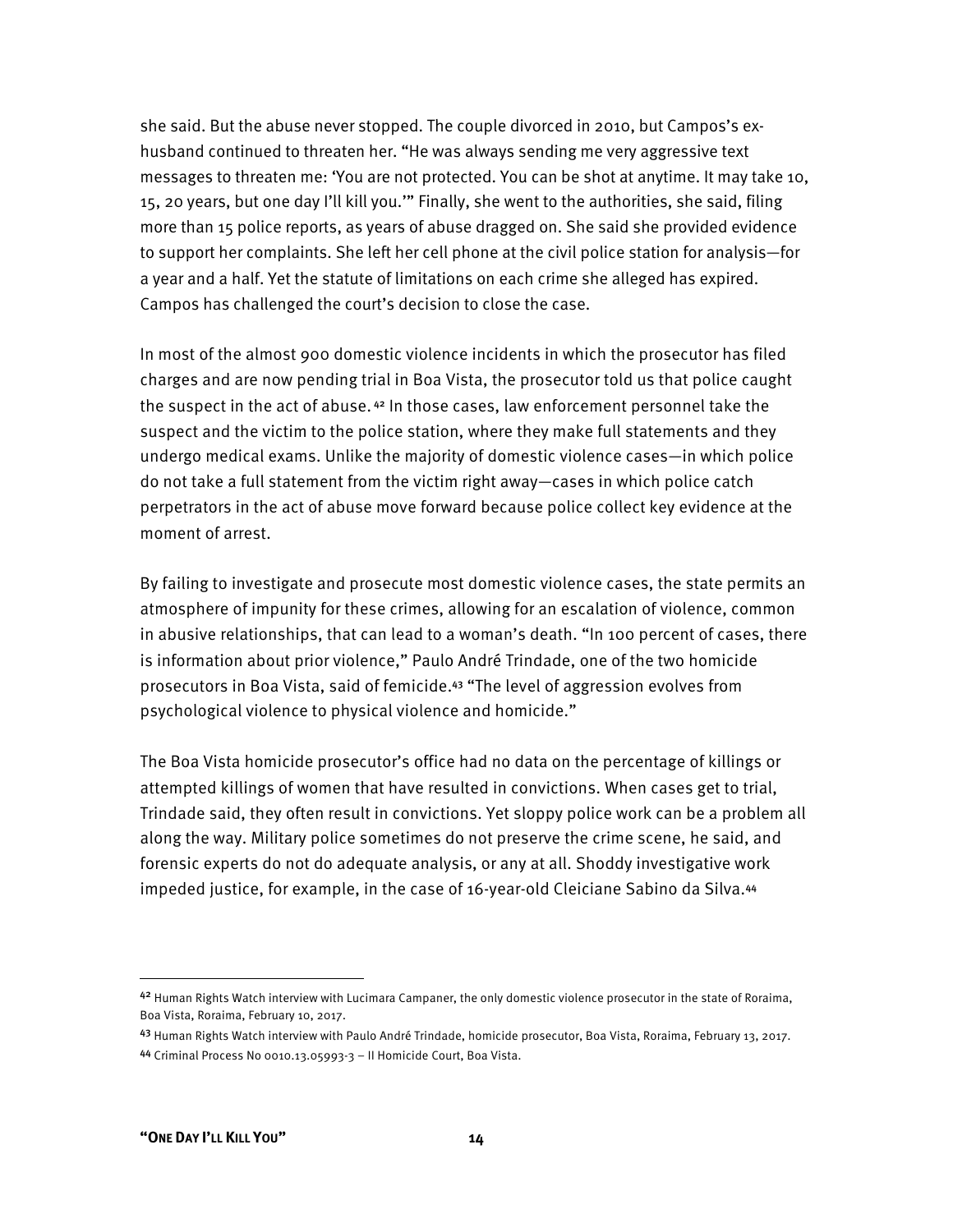she said. But the abuse never stopped. The couple divorced in 2010, but Campos's ex-husband continued to threaten her. "He was always sending me very aggressive text messages to threaten me: 'You are not protected. You can be shot at anytime. It may take 10, 15, 20 years, but one day I'll kill you.'" Finally, she went to the authorities, she said, filing more than 15 police reports, as years of abuse dragged on. She said she provided evidence to support her complaints. She left her cell phone at the civil police station for analysis—for a year and a half. Yet the statute of limitations on each crime she alleged has expired. Campos has challenged the court's decision to close the case.

In most of the almost 900 domestic violence incidents in which the prosecutor has filed charges and are now pending trial in Boa Vista, the prosecutor told us that police caught the suspect in the act of abuse.[42] In those cases, law enforcement personnel take the suspect and the victim to the police station, where they make full statements and they undergo medical exams. Unlike the majority of domestic violence cases—in which police do not take a full statement from the victim right away—cases in which police catch perpetrators in the act of abuse move forward because police collect key evidence at the moment of arrest.

By failing to investigate and prosecute most domestic violence cases, the state permits an atmosphere of impunity for these crimes, allowing for an escalation of violence, common in abusive relationships, that can lead to a woman's death. "In 100 percent of cases, there is information about prior violence," Paulo André Trindade, one of the two homicide prosecutors in Boa Vista, said of femicide.[43] "The level of aggression evolves from psychological violence to physical violence and homicide."

The Boa Vista homicide prosecutor's office had no data on the percentage of killings or attempted killings of women that have resulted in convictions. When cases get to trial, Trindade said, they often result in convictions. Yet sloppy police work can be a problem all along the way. Military police sometimes do not preserve the crime scene, he said, and forensic experts do not do adequate analysis, or any at all. Shoddy investigative work impeded justice, for example, in the case of 16-year-old Cleiciane Sabino da Silva.[44]

---

[42] Human Rights Watch interview with Lucimara Campaner, the only domestic violence prosecutor in the state of Roraima, Boa Vista, Roraima, February 10, 2017.

[43] Human Rights Watch interview with Paulo André Trindade, homicide prosecutor, Boa Vista, Roraima, February 13, 2017.

[44] Criminal Process No 0010.13.05993-3 – II Homicide Court, Boa Vista.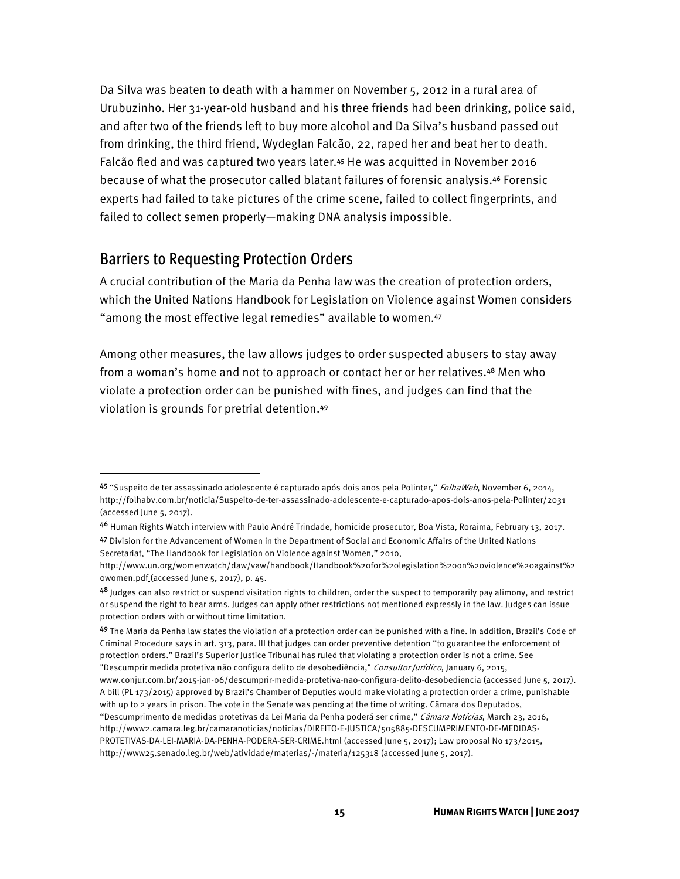Da Silva was beaten to death with a hammer on November 5, 2012 in a rural area of Urubuzinho. Her 31-year-old husband and his three friends had been drinking, police said, and after two of the friends left to buy more alcohol and Da Silva's husband passed out from drinking, the third friend, Wydeglan Falcão, 22, raped her and beat her to death. Falcão fled and was captured two years later.[45] He was acquitted in November 2016 because of what the prosecutor called blatant failures of forensic analysis.[46] Forensic experts had failed to take pictures of the crime scene, failed to collect fingerprints, and failed to collect semen properly—making DNA analysis impossible.

## Barriers to Requesting Protection Orders

A crucial contribution of the Maria da Penha law was the creation of protection orders, which the United Nations Handbook for Legislation on Violence against Women considers "among the most effective legal remedies" available to women.[47]

Among other measures, the law allows judges to order suspected abusers to stay away from a woman's home and not to approach or contact her or her relatives.[48] Men who violate a protection order can be punished with fines, and judges can find that the violation is grounds for pretrial detention.[49]

---

[45] "Suspeito de ter assassinado adolescente é capturado após dois anos pela Polinter," *FolhaWeb*, November 6, 2014, http://folhabv.com.br/noticia/Suspeito-de-ter-assassinado-adolescente-e-capturado-apos-dois-anos-pela-Polinter/2031 (accessed June 5, 2017).

[46] Human Rights Watch interview with Paulo André Trindade, homicide prosecutor, Boa Vista, Roraima, February 13, 2017.

[47] Division for the Advancement of Women in the Department of Social and Economic Affairs of the United Nations Secretariat, "The Handbook for Legislation on Violence against Women," 2010, http://www.un.org/womenwatch/daw/vaw/handbook/Handbook%20for%20legislation%20on%20violence%20against%20women.pdf (accessed June 5, 2017), p. 45.

[48] Judges can also restrict or suspend visitation rights to children, order the suspect to temporarily pay alimony, and restrict or suspend the right to bear arms. Judges can apply other restrictions not mentioned expressly in the law. Judges can issue protection orders with or without time limitation.

[49] The Maria da Penha law states the violation of a protection order can be punished with a fine. In addition, Brazil's Code of Criminal Procedure says in art. 313, para. III that judges can order preventive detention "to guarantee the enforcement of protection orders." Brazil's Superior Justice Tribunal has ruled that violating a protection order is not a crime. See "Descumprir medida protetiva não configura delito de desobediência," *Consultor Jurídico*, January 6, 2015, www.conjur.com.br/2015-jan-06/descumprir-medida-protetiva-nao-configura-delito-desobediencia (accessed June 5, 2017). A bill (PL 173/2015) approved by Brazil's Chamber of Deputies would make violating a protection order a crime, punishable with up to 2 years in prison. The vote in the Senate was pending at the time of writing. Câmara dos Deputados, "Descumprimento de medidas protetivas da Lei Maria da Penha poderá ser crime," *Câmara Notícias*, March 23, 2016, http://www2.camara.leg.br/camaranoticias/noticias/DIREITO-E-JUSTICA/505885-DESCUMPRIMENTO-DE-MEDIDAS-PROTETIVAS-DA-LEI-MARIA-DA-PENHA-PODERA-SER-CRIME.html (accessed June 5, 2017); Law proposal No 173/2015, http://www25.senado.leg.br/web/atividade/materias/-/materia/125318 (accessed June 5, 2017).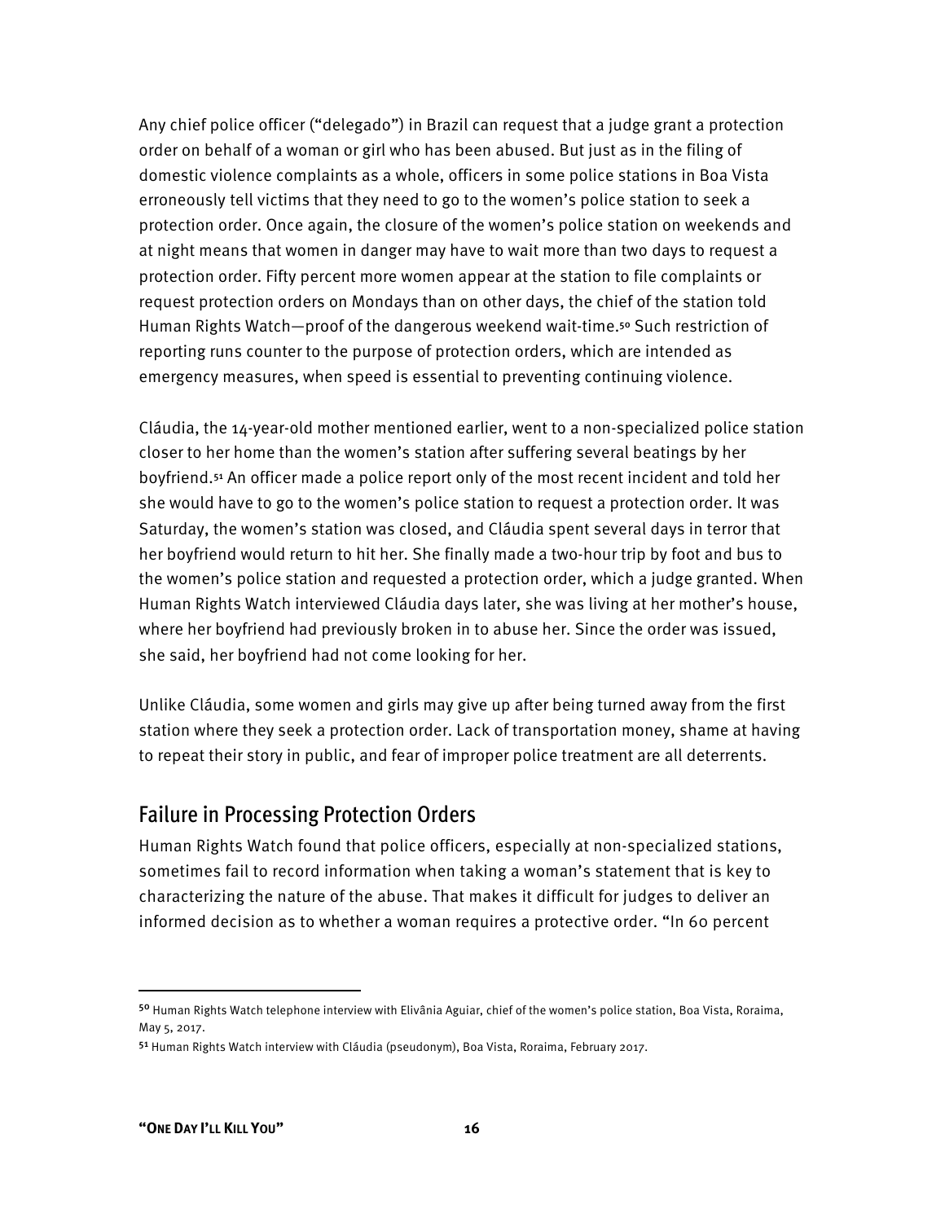Any chief police officer ("delegado") in Brazil can request that a judge grant a protection order on behalf of a woman or girl who has been abused. But just as in the filing of domestic violence complaints as a whole, officers in some police stations in Boa Vista erroneously tell victims that they need to go to the women's police station to seek a protection order. Once again, the closure of the women's police station on weekends and at night means that women in danger may have to wait more than two days to request a protection order. Fifty percent more women appear at the station to file complaints or request protection orders on Mondays than on other days, the chief of the station told Human Rights Watch—proof of the dangerous weekend wait-time.[50] Such restriction of reporting runs counter to the purpose of protection orders, which are intended as emergency measures, when speed is essential to preventing continuing violence.

Cláudia, the 14-year-old mother mentioned earlier, went to a non-specialized police station closer to her home than the women's station after suffering several beatings by her boyfriend.[51] An officer made a police report only of the most recent incident and told her she would have to go to the women's police station to request a protection order. It was Saturday, the women's station was closed, and Cláudia spent several days in terror that her boyfriend would return to hit her. She finally made a two-hour trip by foot and bus to the women's police station and requested a protection order, which a judge granted. When Human Rights Watch interviewed Cláudia days later, she was living at her mother's house, where her boyfriend had previously broken in to abuse her. Since the order was issued, she said, her boyfriend had not come looking for her.

Unlike Cláudia, some women and girls may give up after being turned away from the first station where they seek a protection order. Lack of transportation money, shame at having to repeat their story in public, and fear of improper police treatment are all deterrents.

## Failure in Processing Protection Orders

Human Rights Watch found that police officers, especially at non-specialized stations, sometimes fail to record information when taking a woman's statement that is key to characterizing the nature of the abuse. That makes it difficult for judges to deliver an informed decision as to whether a woman requires a protective order. "In 60 percent

---

[50] Human Rights Watch telephone interview with Elivânia Aguiar, chief of the women's police station, Boa Vista, Roraima, May 5, 2017.

[51] Human Rights Watch interview with Cláudia (pseudonym), Boa Vista, Roraima, February 2017.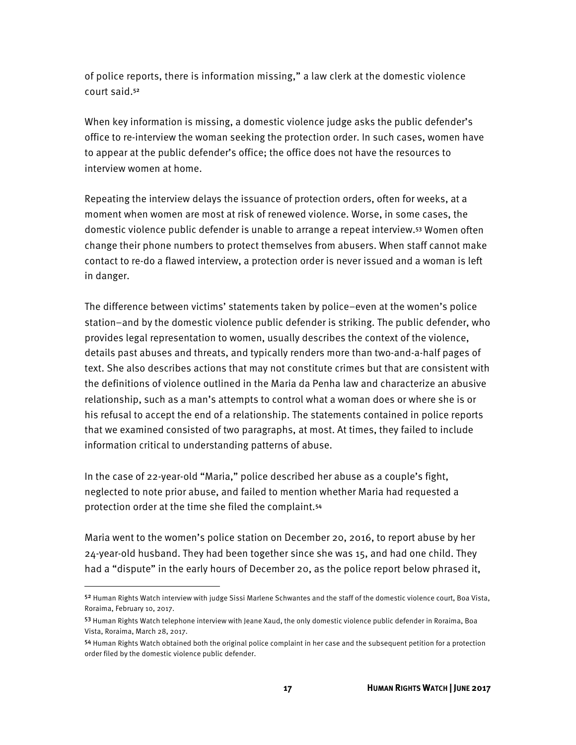of police reports, there is information missing," a law clerk at the domestic violence court said.[52]

When key information is missing, a domestic violence judge asks the public defender's office to re-interview the woman seeking the protection order. In such cases, women have to appear at the public defender's office; the office does not have the resources to interview women at home.

Repeating the interview delays the issuance of protection orders, often for weeks, at a moment when women are most at risk of renewed violence. Worse, in some cases, the domestic violence public defender is unable to arrange a repeat interview.[53] Women often change their phone numbers to protect themselves from abusers. When staff cannot make contact to re-do a flawed interview, a protection order is never issued and a woman is left in danger.

The difference between victims' statements taken by police–even at the women's police station–and by the domestic violence public defender is striking. The public defender, who provides legal representation to women, usually describes the context of the violence, details past abuses and threats, and typically renders more than two-and-a-half pages of text. She also describes actions that may not constitute crimes but that are consistent with the definitions of violence outlined in the Maria da Penha law and characterize an abusive relationship, such as a man's attempts to control what a woman does or where she is or his refusal to accept the end of a relationship. The statements contained in police reports that we examined consisted of two paragraphs, at most. At times, they failed to include information critical to understanding patterns of abuse.

In the case of 22-year-old "Maria," police described her abuse as a couple's fight, neglected to note prior abuse, and failed to mention whether Maria had requested a protection order at the time she filed the complaint.[54]

Maria went to the women's police station on December 20, 2016, to report abuse by her 24-year-old husband. They had been together since she was 15, and had one child. They had a "dispute" in the early hours of December 20, as the police report below phrased it,

---

[52] Human Rights Watch interview with judge Sissi Marlene Schwantes and the staff of the domestic violence court, Boa Vista, Roraima, February 10, 2017.

[53] Human Rights Watch telephone interview with Jeane Xaud, the only domestic violence public defender in Roraima, Boa Vista, Roraima, March 28, 2017.

[54] Human Rights Watch obtained both the original police complaint in her case and the subsequent petition for a protection order filed by the domestic violence public defender.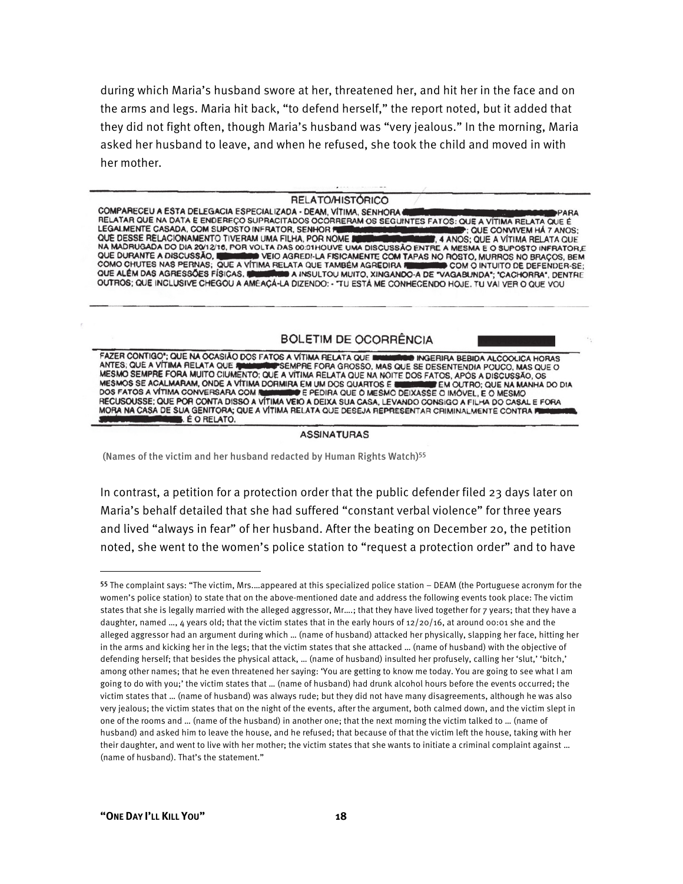during which Maria's husband swore at her, threatened her, and hit her in the face and on the arms and legs. Maria hit back, "to defend herself," the report noted, but it added that they did not fight often, though Maria's husband was "very jealous." In the morning, Maria asked her husband to leave, and when he refused, she took the child and moved in with her mother.

RELATO/HISTÓRICO

COMPARECEU A ESTA DELEGACIA ESPECIALIZADA - DEAM, VÍTIMA, SENHORA ████████ PARA RELATAR QUE NA DATA E ENDEREÇO SUPRACITADOS OCORRERAM OS SEGUINTES FATOS: QUE A VÍTIMA RELATA QUE É LEGALMENTE CASADA, COM SUPOSTO INFRATOR, SENHOR ████████; QUE CONVIVEM HÁ 7 ANOS; QUE DESSE RELACIONAMENTO TIVERAM UMA FILHA, POR NOME ████████, 4 ANOS; QUE A VÍTIMA RELATA QUE NA MADRUGADA DO DIA 20/12/16, POR VOLTA DAS 00:01HOUVE UMA DISCUSSÃO ENTRE A MESMA E O SUPOSTO INFRATOR,E QUE DURANTE A DISCUSSÃO, ████████ VEIO AGREDI-LA FISICAMENTE COM TAPAS NO ROSTO, MURROS NO BRAÇOS, BEM COMO CHUTES NAS PERNAS; QUE A VÍTIMA RELATA QUE TAMBÉM AGREDIRA ████████ COM O INTUITO DE DEFENDER-SE; QUE ALÉM DAS AGRESSÕES FÍSICAS, ████████ A INSULTOU MUITO, XINGANDO-A DE "VAGABUNDA"; "CACHORRA", DENTRE OUTROS; QUE INCLUSIVE CHEGOU A AMEAÇÁ-LA DIZENDO: - "TU ESTÁ ME CONHECENDO HOJE. TU VAI VER O QUE VOU

BOLETIM DE OCORRÊNCIA

FAZER CONTIGO"; QUE NA OCASIÃO DOS FATOS A VÍTIMA RELATA QUE ████████ INGERIRA BEBIDA ALCOOLICA HORAS ANTES; QUE A VÍTIMA RELATA QUE ████████ SEMPRE FORA GROSSO, MAS QUE SE DESENTENDIA POUCO, MAS QUE O MESMO SEMPRE FORA MUITO CIUMENTO; QUE A VÍTIMA RELATA QUE NA NOITE DOS FATOS, APÓS A DISCUSSÃO, OS MESMOS SE ACALMARAM, ONDE A VÍTIMA DORMIRA EM UM DOS QUARTOS E ████████ EM OUTRO; QUE NA MANHA DO DIA DOS FATOS A VÍTIMA CONVERSARA COM ████████ E PEDIRA QUE O MESMO DEIXASSE O IMÓVEL, E O MESMO RECUSOUSSE; QUE POR CONTA DISSO A VÍTIMA VEIO A DEIXA SUA CASA, LEVANDO CONSIGO A FILHA DO CASAL E FORA MORA NA CASA DE SUA GENITORA; QUE A VÍTIMA RELATA QUE DESEJA REPRESENTAR CRIMINALMENTE CONTRA ████████. É O RELATO.

ASSINATURAS

(Names of the victim and her husband redacted by Human Rights Watch)[55]

In contrast, a petition for a protection order that the public defender filed 23 days later on Maria's behalf detailed that she had suffered "constant verbal violence" for three years and lived "always in fear" of her husband. After the beating on December 20, the petition noted, she went to the women's police station to "request a protection order" and to have

---

[55] The complaint says: "The victim, Mrs.…appeared at this specialized police station – DEAM (the Portuguese acronym for the women's police station) to state that on the above-mentioned date and address the following events took place: The victim states that she is legally married with the alleged aggressor, Mr.…; that they have lived together for 7 years; that they have a daughter, named …, 4 years old; that the victim states that in the early hours of 12/20/16, at around 00:01 she and the alleged aggressor had an argument during which … (name of husband) attacked her physically, slapping her face, hitting her in the arms and kicking her in the legs; that the victim states that she attacked … (name of husband) with the objective of defending herself; that besides the physical attack, … (name of husband) insulted her profusely, calling her 'slut,' 'bitch,' among other names; that he even threatened her saying: 'You are getting to know me today. You are going to see what I am going to do with you;' the victim states that … (name of husband) had drunk alcohol hours before the events occurred; the victim states that … (name of husband) was always rude; but they did not have many disagreements, although he was also very jealous; the victim states that on the night of the events, after the argument, both calmed down, and the victim slept in one of the rooms and … (name of the husband) in another one; that the next morning the victim talked to … (name of husband) and asked him to leave the house, and he refused; that because of that the victim left the house, taking with her their daughter, and went to live with her mother; the victim states that she wants to initiate a criminal complaint against … (name of husband). That's the statement."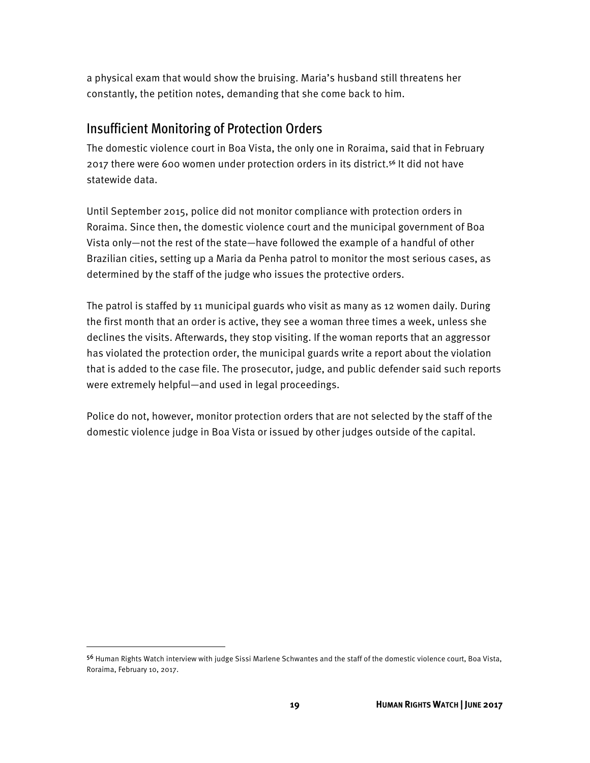a physical exam that would show the bruising. Maria's husband still threatens her constantly, the petition notes, demanding that she come back to him.

## Insufficient Monitoring of Protection Orders

The domestic violence court in Boa Vista, the only one in Roraima, said that in February 2017 there were 600 women under protection orders in its district.[56] It did not have statewide data.

Until September 2015, police did not monitor compliance with protection orders in Roraima. Since then, the domestic violence court and the municipal government of Boa Vista only—not the rest of the state—have followed the example of a handful of other Brazilian cities, setting up a Maria da Penha patrol to monitor the most serious cases, as determined by the staff of the judge who issues the protective orders.

The patrol is staffed by 11 municipal guards who visit as many as 12 women daily. During the first month that an order is active, they see a woman three times a week, unless she declines the visits. Afterwards, they stop visiting. If the woman reports that an aggressor has violated the protection order, the municipal guards write a report about the violation that is added to the case file. The prosecutor, judge, and public defender said such reports were extremely helpful—and used in legal proceedings.

Police do not, however, monitor protection orders that are not selected by the staff of the domestic violence judge in Boa Vista or issued by other judges outside of the capital.

---

[56] Human Rights Watch interview with judge Sissi Marlene Schwantes and the staff of the domestic violence court, Boa Vista, Roraima, February 10, 2017.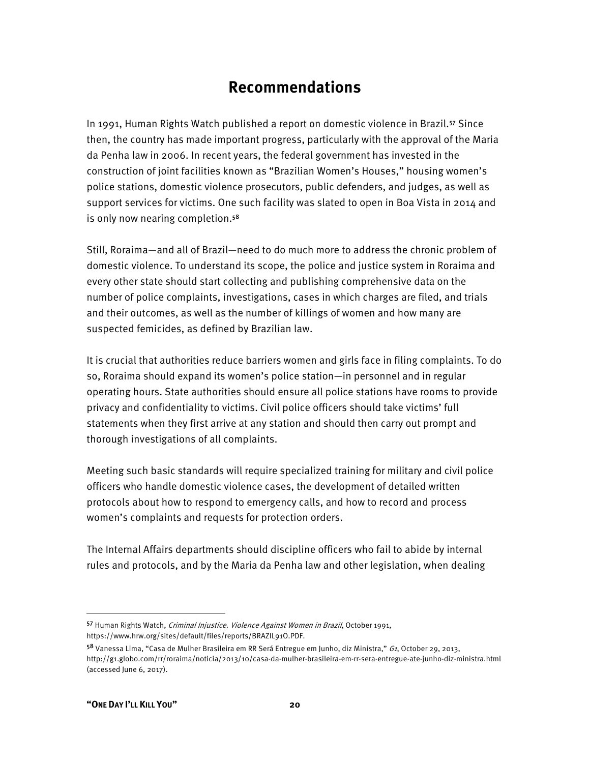# Recommendations

In 1991, Human Rights Watch published a report on domestic violence in Brazil.[57] Since then, the country has made important progress, particularly with the approval of the Maria da Penha law in 2006. In recent years, the federal government has invested in the construction of joint facilities known as "Brazilian Women's Houses," housing women's police stations, domestic violence prosecutors, public defenders, and judges, as well as support services for victims. One such facility was slated to open in Boa Vista in 2014 and is only now nearing completion.[58]

Still, Roraima—and all of Brazil—need to do much more to address the chronic problem of domestic violence. To understand its scope, the police and justice system in Roraima and every other state should start collecting and publishing comprehensive data on the number of police complaints, investigations, cases in which charges are filed, and trials and their outcomes, as well as the number of killings of women and how many are suspected femicides, as defined by Brazilian law.

It is crucial that authorities reduce barriers women and girls face in filing complaints. To do so, Roraima should expand its women's police station—in personnel and in regular operating hours. State authorities should ensure all police stations have rooms to provide privacy and confidentiality to victims. Civil police officers should take victims' full statements when they first arrive at any station and should then carry out prompt and thorough investigations of all complaints.

Meeting such basic standards will require specialized training for military and civil police officers who handle domestic violence cases, the development of detailed written protocols about how to respond to emergency calls, and how to record and process women's complaints and requests for protection orders.

The Internal Affairs departments should discipline officers who fail to abide by internal rules and protocols, and by the Maria da Penha law and other legislation, when dealing

---

[57] Human Rights Watch, *Criminal Injustice. Violence Against Women in Brazil*, October 1991, https://www.hrw.org/sites/default/files/reports/BRAZIL91O.PDF.

[58] Vanessa Lima, "Casa de Mulher Brasileira em RR Será Entregue em Junho, diz Ministra," *G1*, October 29, 2013, http://g1.globo.com/rr/roraima/noticia/2013/10/casa-da-mulher-brasileira-em-rr-sera-entregue-ate-junho-diz-ministra.html (accessed June 6, 2017).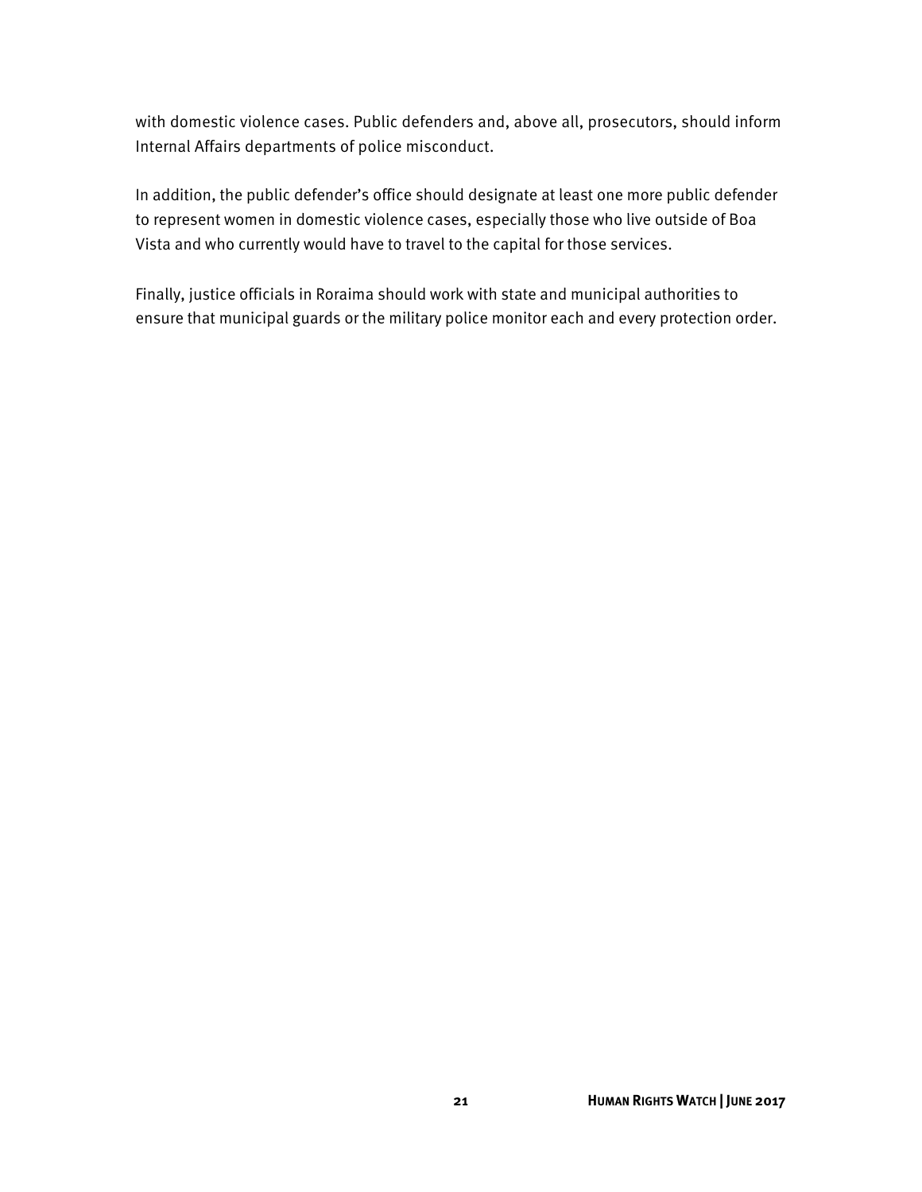with domestic violence cases. Public defenders and, above all, prosecutors, should inform Internal Affairs departments of police misconduct.

In addition, the public defender's office should designate at least one more public defender to represent women in domestic violence cases, especially those who live outside of Boa Vista and who currently would have to travel to the capital for those services.

Finally, justice officials in Roraima should work with state and municipal authorities to ensure that municipal guards or the military police monitor each and every protection order.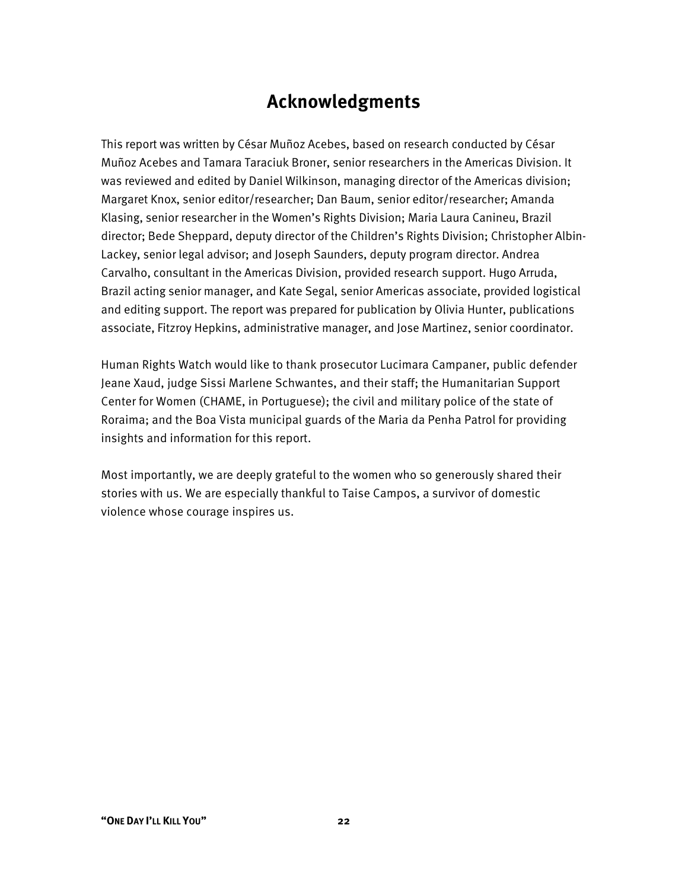## Acknowledgments

This report was written by César Muñoz Acebes, based on research conducted by César Muñoz Acebes and Tamara Taraciuk Broner, senior researchers in the Americas Division. It was reviewed and edited by Daniel Wilkinson, managing director of the Americas division; Margaret Knox, senior editor/researcher; Dan Baum, senior editor/researcher; Amanda Klasing, senior researcher in the Women's Rights Division; Maria Laura Canineu, Brazil director; Bede Sheppard, deputy director of the Children's Rights Division; Christopher Albin-Lackey, senior legal advisor; and Joseph Saunders, deputy program director. Andrea Carvalho, consultant in the Americas Division, provided research support. Hugo Arruda, Brazil acting senior manager, and Kate Segal, senior Americas associate, provided logistical and editing support. The report was prepared for publication by Olivia Hunter, publications associate, Fitzroy Hepkins, administrative manager, and Jose Martinez, senior coordinator.

Human Rights Watch would like to thank prosecutor Lucimara Campaner, public defender Jeane Xaud, judge Sissi Marlene Schwantes, and their staff; the Humanitarian Support Center for Women (CHAME, in Portuguese); the civil and military police of the state of Roraima; and the Boa Vista municipal guards of the Maria da Penha Patrol for providing insights and information for this report.

Most importantly, we are deeply grateful to the women who so generously shared their stories with us. We are especially thankful to Taise Campos, a survivor of domestic violence whose courage inspires us.